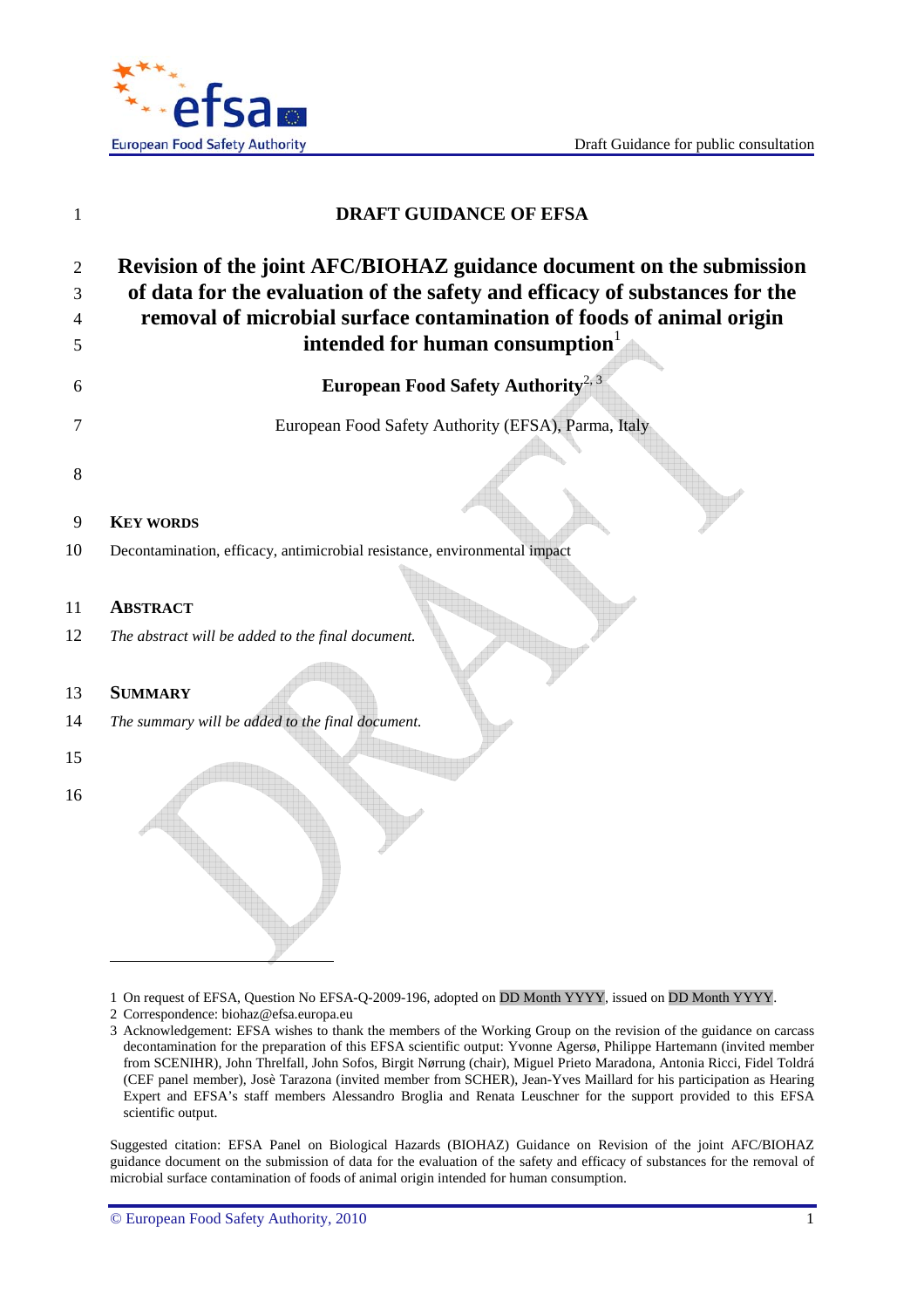# DRAFT GUIDANCE OF EFSA

## Revision of the joint AFC/BIOHAZ guidance document on the submission of data for the evaluation of the safety and efficacy of substances for the removal of microbial surface contamination of foods of animal origin intended for human consumption[1]

**European Food Safety Authority**[2, 3]

European Food Safety Authority (EFSA), Parma, Italy

**KEY WORDS**

Decontamination, efficacy, antimicrobial resistance, environmental impact

**ABSTRACT**

*The abstract will be added to the final document.*

**SUMMARY**

*The summary will be added to the final document.*

---

1 On request of EFSA, Question No EFSA-Q-2009-196, adopted on DD Month YYYY, issued on DD Month YYYY.

2 Correspondence: biohaz@efsa.europa.eu

3 Acknowledgement: EFSA wishes to thank the members of the Working Group on the revision of the guidance on carcass decontamination for the preparation of this EFSA scientific output: Yvonne Agersø, Philippe Hartemann (invited member from SCENIHR), John Threlfall, John Sofos, Birgit Nørrung (chair), Miguel Prieto Maradona, Antonia Ricci, Fidel Toldrá (CEF panel member), Josè Tarazona (invited member from SCHER), Jean-Yves Maillard for his participation as Hearing Expert and EFSA's staff members Alessandro Broglia and Renata Leuschner for the support provided to this EFSA scientific output.

Suggested citation: EFSA Panel on Biological Hazards (BIOHAZ) Guidance on Revision of the joint AFC/BIOHAZ guidance document on the submission of data for the evaluation of the safety and efficacy of substances for the removal of microbial surface contamination of foods of animal origin intended for human consumption.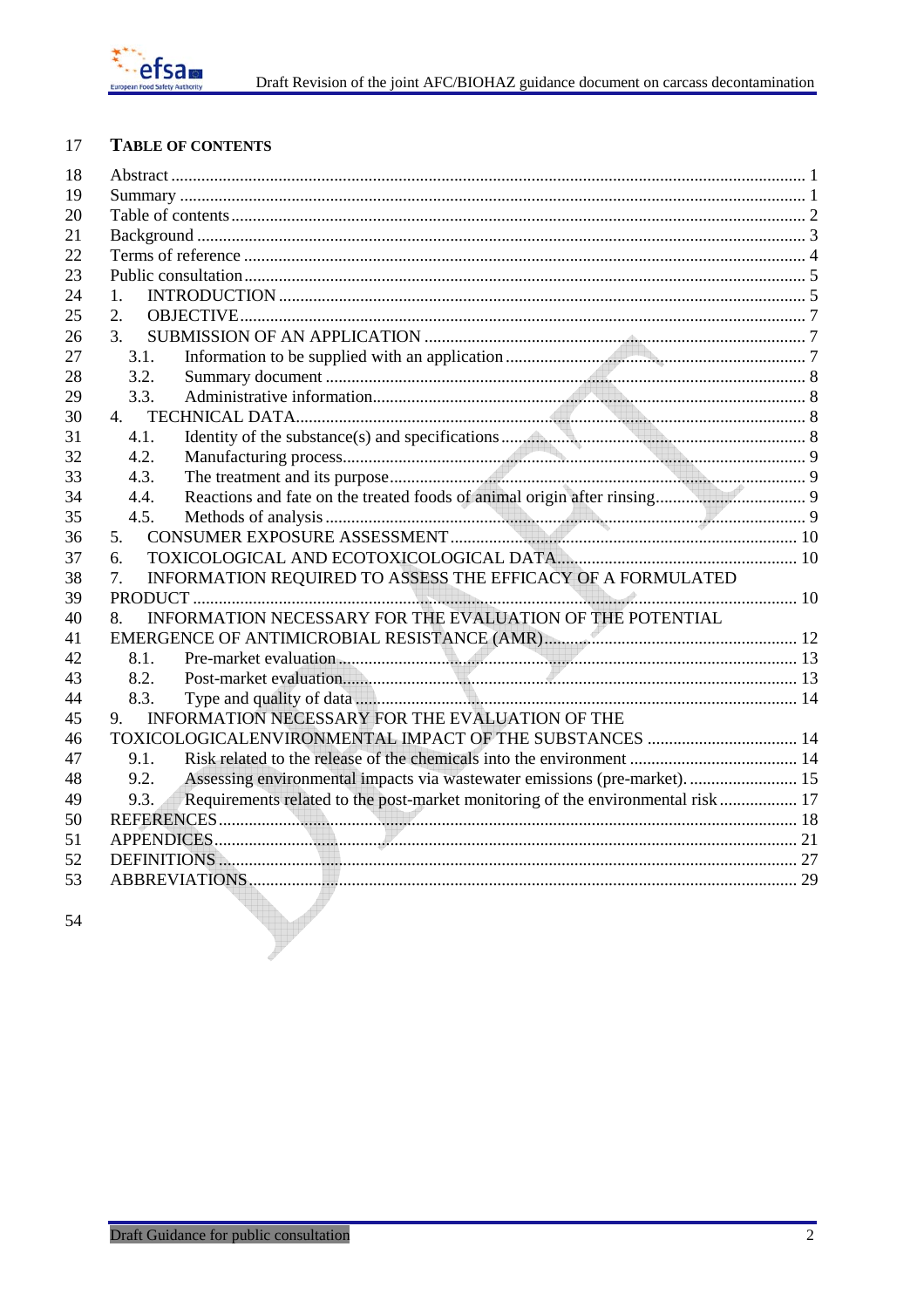## TABLE OF CONTENTS

- Abstract ... 1
- Summary ... 1
- Table of contents ... 2
- Background ... 3
- Terms of reference ... 4
- Public consultation ... 5
- 1. INTRODUCTION ... 5
- 2. OBJECTIVE ... 7
- 3. SUBMISSION OF AN APPLICATION ... 7
  - 3.1. Information to be supplied with an application ... 7
  - 3.2. Summary document ... 8
  - 3.3. Administrative information ... 8
- 4. TECHNICAL DATA ... 8
  - 4.1. Identity of the substance(s) and specifications ... 8
  - 4.2. Manufacturing process ... 9
  - 4.3. The treatment and its purpose ... 9
  - 4.4. Reactions and fate on the treated foods of animal origin after rinsing ... 9
  - 4.5. Methods of analysis ... 9
- 5. CONSUMER EXPOSURE ASSESSMENT ... 10
- 6. TOXICOLOGICAL AND ECOTOXICOLOGICAL DATA ... 10
- 7. INFORMATION REQUIRED TO ASSESS THE EFFICACY OF A FORMULATED PRODUCT ... 10
- 8. INFORMATION NECESSARY FOR THE EVALUATION OF THE POTENTIAL EMERGENCE OF ANTIMICROBIAL RESISTANCE (AMR) ... 12
  - 8.1. Pre-market evaluation ... 13
  - 8.2. Post-market evaluation ... 13
  - 8.3. Type and quality of data ... 14
- 9. INFORMATION NECESSARY FOR THE EVALUATION OF THE TOXICOLOGICALENVIRONMENTAL IMPACT OF THE SUBSTANCES ... 14
  - 9.1. Risk related to the release of the chemicals into the environment ... 14
  - 9.2. Assessing environmental impacts via wastewater emissions (pre-market) ... 15
  - 9.3. Requirements related to the post-market monitoring of the environmental risk ... 17
- REFERENCES ... 18
- APPENDICES ... 21
- DEFINITIONS ... 27
- ABBREVIATIONS ... 29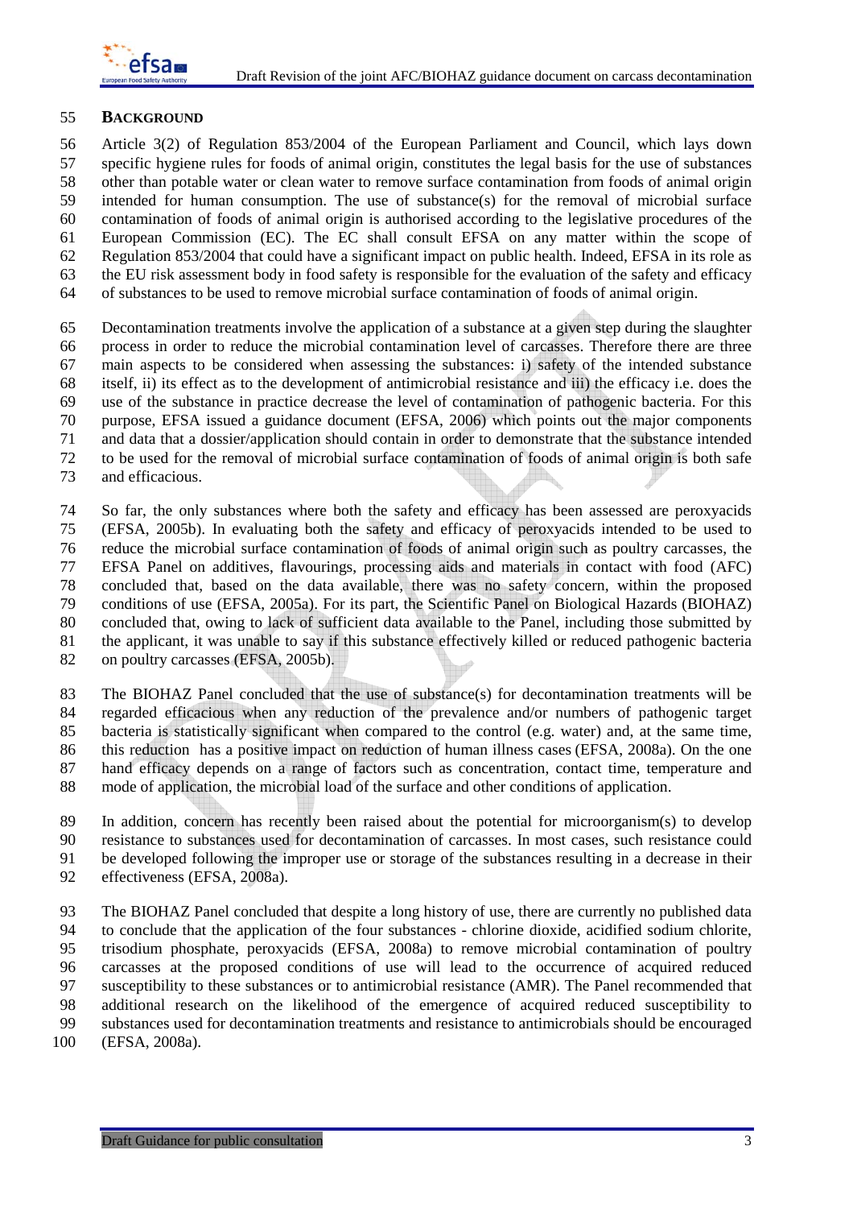## BACKGROUND

Article 3(2) of Regulation 853/2004 of the European Parliament and Council, which lays down specific hygiene rules for foods of animal origin, constitutes the legal basis for the use of substances other than potable water or clean water to remove surface contamination from foods of animal origin intended for human consumption. The use of substance(s) for the removal of microbial surface contamination of foods of animal origin is authorised according to the legislative procedures of the European Commission (EC). The EC shall consult EFSA on any matter within the scope of Regulation 853/2004 that could have a significant impact on public health. Indeed, EFSA in its role as the EU risk assessment body in food safety is responsible for the evaluation of the safety and efficacy of substances to be used to remove microbial surface contamination of foods of animal origin.

Decontamination treatments involve the application of a substance at a given step during the slaughter process in order to reduce the microbial contamination level of carcasses. Therefore there are three main aspects to be considered when assessing the substances: i) safety of the intended substance itself, ii) its effect as to the development of antimicrobial resistance and iii) the efficacy i.e. does the use of the substance in practice decrease the level of contamination of pathogenic bacteria. For this purpose, EFSA issued a guidance document (EFSA, 2006) which points out the major components and data that a dossier/application should contain in order to demonstrate that the substance intended to be used for the removal of microbial surface contamination of foods of animal origin is both safe and efficacious.

So far, the only substances where both the safety and efficacy has been assessed are peroxyacids (EFSA, 2005b). In evaluating both the safety and efficacy of peroxyacids intended to be used to reduce the microbial surface contamination of foods of animal origin such as poultry carcasses, the EFSA Panel on additives, flavourings, processing aids and materials in contact with food (AFC) concluded that, based on the data available, there was no safety concern, within the proposed conditions of use (EFSA, 2005a). For its part, the Scientific Panel on Biological Hazards (BIOHAZ) concluded that, owing to lack of sufficient data available to the Panel, including those submitted by the applicant, it was unable to say if this substance effectively killed or reduced pathogenic bacteria on poultry carcasses (EFSA, 2005b).

The BIOHAZ Panel concluded that the use of substance(s) for decontamination treatments will be regarded efficacious when any reduction of the prevalence and/or numbers of pathogenic target bacteria is statistically significant when compared to the control (e.g. water) and, at the same time, this reduction has a positive impact on reduction of human illness cases (EFSA, 2008a). On the one hand efficacy depends on a range of factors such as concentration, contact time, temperature and mode of application, the microbial load of the surface and other conditions of application.

In addition, concern has recently been raised about the potential for microorganism(s) to develop resistance to substances used for decontamination of carcasses. In most cases, such resistance could be developed following the improper use or storage of the substances resulting in a decrease in their effectiveness (EFSA, 2008a).

The BIOHAZ Panel concluded that despite a long history of use, there are currently no published data to conclude that the application of the four substances - chlorine dioxide, acidified sodium chlorite, trisodium phosphate, peroxyacids (EFSA, 2008a) to remove microbial contamination of poultry carcasses at the proposed conditions of use will lead to the occurrence of acquired reduced susceptibility to these substances or to antimicrobial resistance (AMR). The Panel recommended that additional research on the likelihood of the emergence of acquired reduced susceptibility to substances used for decontamination treatments and resistance to antimicrobials should be encouraged (EFSA, 2008a).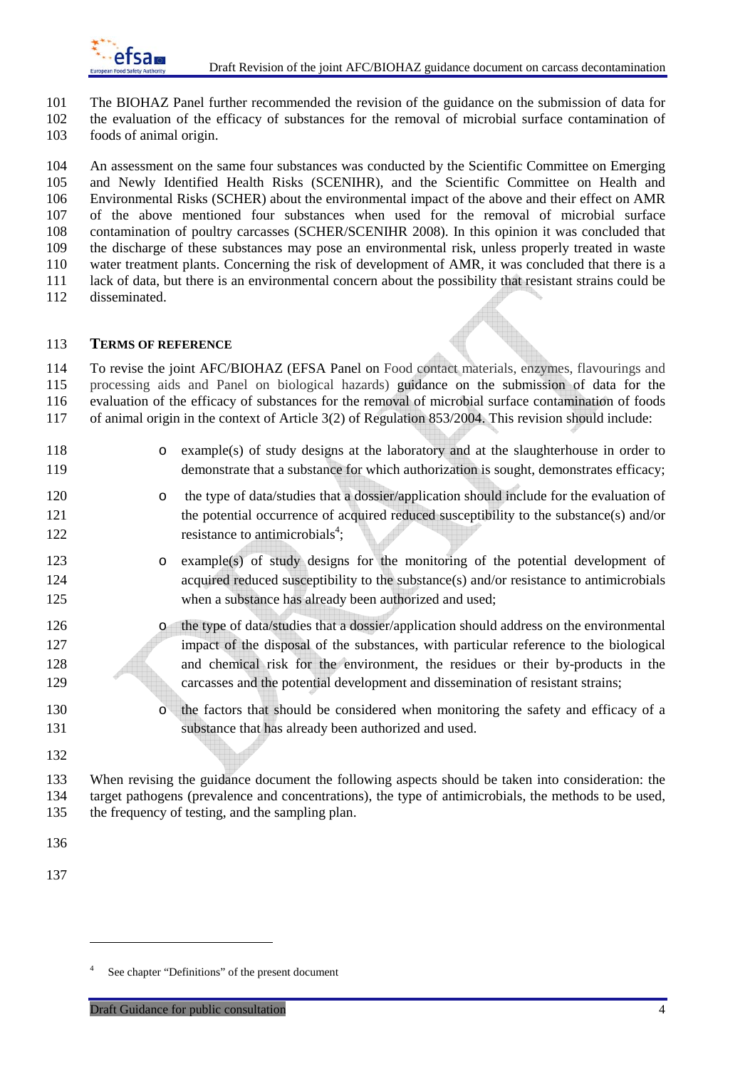The BIOHAZ Panel further recommended the revision of the guidance on the submission of data for the evaluation of the efficacy of substances for the removal of microbial surface contamination of foods of animal origin.

An assessment on the same four substances was conducted by the Scientific Committee on Emerging and Newly Identified Health Risks (SCENIHR), and the Scientific Committee on Health and Environmental Risks (SCHER) about the environmental impact of the above and their effect on AMR of the above mentioned four substances when used for the removal of microbial surface contamination of poultry carcasses (SCHER/SCENIHR 2008). In this opinion it was concluded that the discharge of these substances may pose an environmental risk, unless properly treated in waste water treatment plants. Concerning the risk of development of AMR, it was concluded that there is a lack of data, but there is an environmental concern about the possibility that resistant strains could be disseminated.

## TERMS OF REFERENCE

To revise the joint AFC/BIOHAZ (EFSA Panel on Food contact materials, enzymes, flavourings and processing aids and Panel on biological hazards) guidance on the submission of data for the evaluation of the efficacy of substances for the removal of microbial surface contamination of foods of animal origin in the context of Article 3(2) of Regulation 853/2004. This revision should include:

- example(s) of study designs at the laboratory and at the slaughterhouse in order to demonstrate that a substance for which authorization is sought, demonstrates efficacy;
- the type of data/studies that a dossier/application should include for the evaluation of the potential occurrence of acquired reduced susceptibility to the substance(s) and/or resistance to antimicrobials[4];
- example(s) of study designs for the monitoring of the potential development of acquired reduced susceptibility to the substance(s) and/or resistance to antimicrobials when a substance has already been authorized and used;
- the type of data/studies that a dossier/application should address on the environmental impact of the disposal of the substances, with particular reference to the biological and chemical risk for the environment, the residues or their by-products in the carcasses and the potential development and dissemination of resistant strains;
- the factors that should be considered when monitoring the safety and efficacy of a substance that has already been authorized and used.

When revising the guidance document the following aspects should be taken into consideration: the target pathogens (prevalence and concentrations), the type of antimicrobials, the methods to be used, the frequency of testing, and the sampling plan.

[4] See chapter "Definitions" of the present document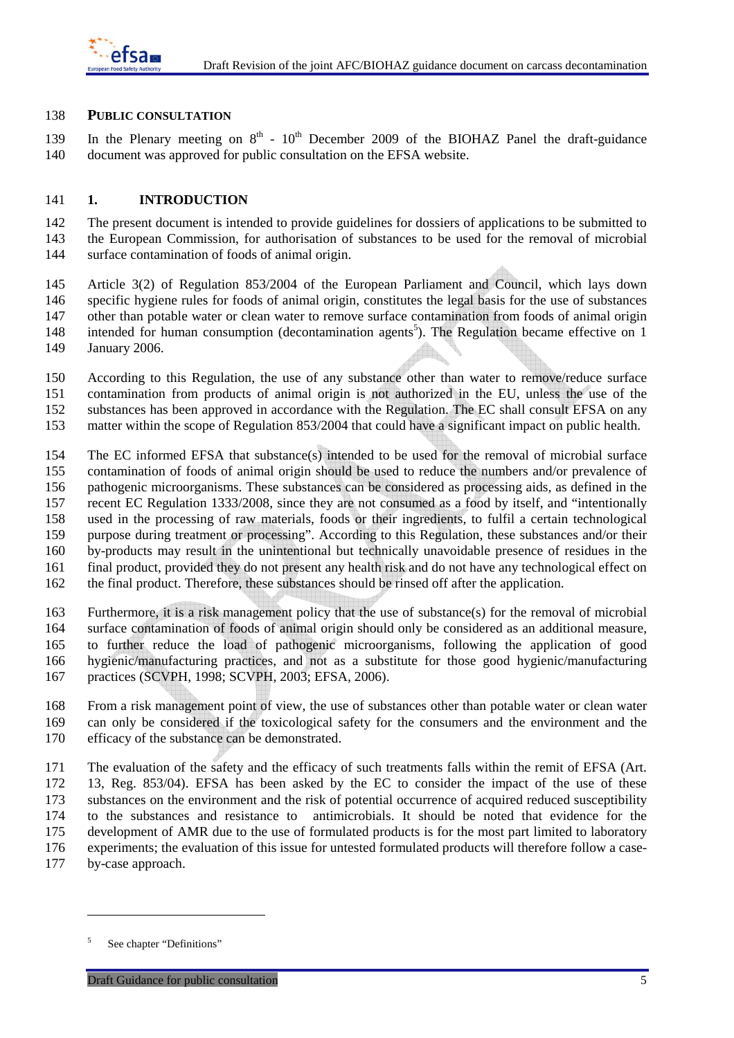## PUBLIC CONSULTATION

In the Plenary meeting on 8th - 10th December 2009 of the BIOHAZ Panel the draft-guidance document was approved for public consultation on the EFSA website.

## 1. INTRODUCTION

The present document is intended to provide guidelines for dossiers of applications to be submitted to the European Commission, for authorisation of substances to be used for the removal of microbial surface contamination of foods of animal origin.

Article 3(2) of Regulation 853/2004 of the European Parliament and Council, which lays down specific hygiene rules for foods of animal origin, constitutes the legal basis for the use of substances other than potable water or clean water to remove surface contamination from foods of animal origin intended for human consumption (decontamination agents[5]). The Regulation became effective on 1 January 2006.

According to this Regulation, the use of any substance other than water to remove/reduce surface contamination from products of animal origin is not authorized in the EU, unless the use of the substances has been approved in accordance with the Regulation. The EC shall consult EFSA on any matter within the scope of Regulation 853/2004 that could have a significant impact on public health.

The EC informed EFSA that substance(s) intended to be used for the removal of microbial surface contamination of foods of animal origin should be used to reduce the numbers and/or prevalence of pathogenic microorganisms. These substances can be considered as processing aids, as defined in the recent EC Regulation 1333/2008, since they are not consumed as a food by itself, and "intentionally used in the processing of raw materials, foods or their ingredients, to fulfil a certain technological purpose during treatment or processing". According to this Regulation, these substances and/or their by-products may result in the unintentional but technically unavoidable presence of residues in the final product, provided they do not present any health risk and do not have any technological effect on the final product. Therefore, these substances should be rinsed off after the application.

Furthermore, it is a risk management policy that the use of substance(s) for the removal of microbial surface contamination of foods of animal origin should only be considered as an additional measure, to further reduce the load of pathogenic microorganisms, following the application of good hygienic/manufacturing practices, and not as a substitute for those good hygienic/manufacturing practices (SCVPH, 1998; SCVPH, 2003; EFSA, 2006).

From a risk management point of view, the use of substances other than potable water or clean water can only be considered if the toxicological safety for the consumers and the environment and the efficacy of the substance can be demonstrated.

The evaluation of the safety and the efficacy of such treatments falls within the remit of EFSA (Art. 13, Reg. 853/04). EFSA has been asked by the EC to consider the impact of the use of these substances on the environment and the risk of potential occurrence of acquired reduced susceptibility to the substances and resistance to antimicrobials. It should be noted that evidence for the development of AMR due to the use of formulated products is for the most part limited to laboratory experiments; the evaluation of this issue for untested formulated products will therefore follow a case-by-case approach.

---

[5] See chapter "Definitions"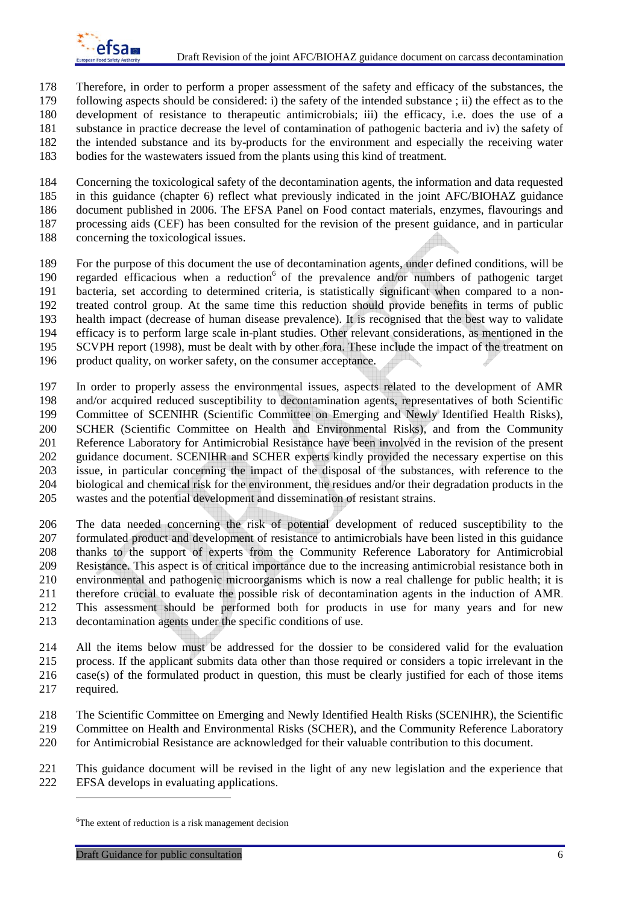Therefore, in order to perform a proper assessment of the safety and efficacy of the substances, the following aspects should be considered: i) the safety of the intended substance ; ii) the effect as to the development of resistance to therapeutic antimicrobials; iii) the efficacy, i.e. does the use of a substance in practice decrease the level of contamination of pathogenic bacteria and iv) the safety of the intended substance and its by-products for the environment and especially the receiving water bodies for the wastewaters issued from the plants using this kind of treatment.

Concerning the toxicological safety of the decontamination agents, the information and data requested in this guidance (chapter 6) reflect what previously indicated in the joint AFC/BIOHAZ guidance document published in 2006. The EFSA Panel on Food contact materials, enzymes, flavourings and processing aids (CEF) has been consulted for the revision of the present guidance, and in particular concerning the toxicological issues.

For the purpose of this document the use of decontamination agents, under defined conditions, will be regarded efficacious when a reduction[6] of the prevalence and/or numbers of pathogenic target bacteria, set according to determined criteria, is statistically significant when compared to a non-treated control group. At the same time this reduction should provide benefits in terms of public health impact (decrease of human disease prevalence). It is recognised that the best way to validate efficacy is to perform large scale in-plant studies. Other relevant considerations, as mentioned in the SCVPH report (1998), must be dealt with by other fora. These include the impact of the treatment on product quality, on worker safety, on the consumer acceptance.

In order to properly assess the environmental issues, aspects related to the development of AMR and/or acquired reduced susceptibility to decontamination agents, representatives of both Scientific Committee of SCENIHR (Scientific Committee on Emerging and Newly Identified Health Risks), SCHER (Scientific Committee on Health and Environmental Risks), and from the Community Reference Laboratory for Antimicrobial Resistance have been involved in the revision of the present guidance document. SCENIHR and SCHER experts kindly provided the necessary expertise on this issue, in particular concerning the impact of the disposal of the substances, with reference to the biological and chemical risk for the environment, the residues and/or their degradation products in the wastes and the potential development and dissemination of resistant strains.

The data needed concerning the risk of potential development of reduced susceptibility to the formulated product and development of resistance to antimicrobials have been listed in this guidance thanks to the support of experts from the Community Reference Laboratory for Antimicrobial Resistance. This aspect is of critical importance due to the increasing antimicrobial resistance both in environmental and pathogenic microorganisms which is now a real challenge for public health; it is therefore crucial to evaluate the possible risk of decontamination agents in the induction of AMR. This assessment should be performed both for products in use for many years and for new decontamination agents under the specific conditions of use.

All the items below must be addressed for the dossier to be considered valid for the evaluation process. If the applicant submits data other than those required or considers a topic irrelevant in the case(s) of the formulated product in question, this must be clearly justified for each of those items required.

The Scientific Committee on Emerging and Newly Identified Health Risks (SCENIHR), the Scientific Committee on Health and Environmental Risks (SCHER), and the Community Reference Laboratory for Antimicrobial Resistance are acknowledged for their valuable contribution to this document.

This guidance document will be revised in the light of any new legislation and the experience that EFSA develops in evaluating applications.

---

[6] The extent of reduction is a risk management decision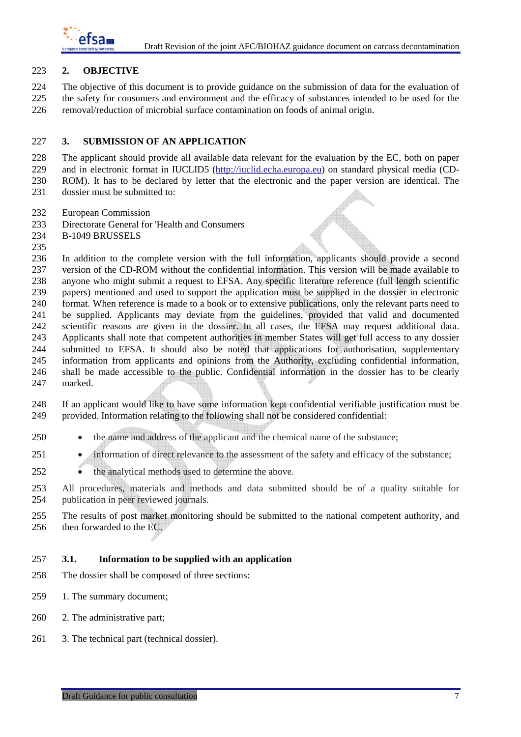## 2. OBJECTIVE

The objective of this document is to provide guidance on the submission of data for the evaluation of the safety for consumers and environment and the efficacy of substances intended to be used for the removal/reduction of microbial surface contamination on foods of animal origin.

## 3. SUBMISSION OF AN APPLICATION

The applicant should provide all available data relevant for the evaluation by the EC, both on paper and in electronic format in IUCLID5 (http://iuclid.echa.europa.eu) on standard physical media (CD-ROM). It has to be declared by letter that the electronic and the paper version are identical. The dossier must be submitted to:

European Commission
Directorate General for 'Health and Consumers
B-1049 BRUSSELS

In addition to the complete version with the full information, applicants should provide a second version of the CD-ROM without the confidential information. This version will be made available to anyone who might submit a request to EFSA. Any specific literature reference (full length scientific papers) mentioned and used to support the application must be supplied in the dossier in electronic format. When reference is made to a book or to extensive publications, only the relevant parts need to be supplied. Applicants may deviate from the guidelines, provided that valid and documented scientific reasons are given in the dossier. In all cases, the EFSA may request additional data. Applicants shall note that competent authorities in member States will get full access to any dossier submitted to EFSA. It should also be noted that applications for authorisation, supplementary information from applicants and opinions from the Authority, excluding confidential information, shall be made accessible to the public. Confidential information in the dossier has to be clearly marked.

If an applicant would like to have some information kept confidential verifiable justification must be provided. Information relating to the following shall not be considered confidential:

- the name and address of the applicant and the chemical name of the substance;
- information of direct relevance to the assessment of the safety and efficacy of the substance;
- the analytical methods used to determine the above.

All procedures, materials and methods and data submitted should be of a quality suitable for publication in peer reviewed journals.

The results of post market monitoring should be submitted to the national competent authority, and then forwarded to the EC.

### 3.1. Information to be supplied with an application

The dossier shall be composed of three sections:

1. The summary document;

2. The administrative part;

3. The technical part (technical dossier).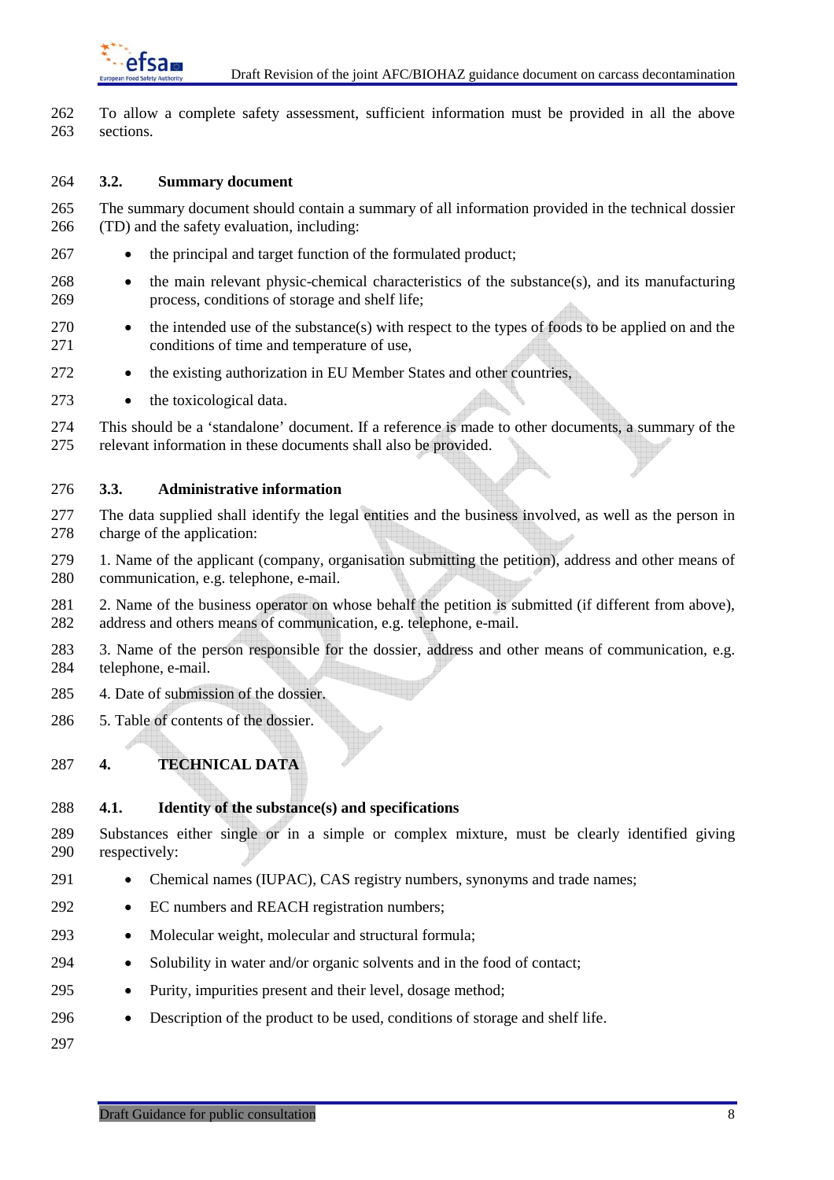To allow a complete safety assessment, sufficient information must be provided in all the above sections.

### 3.2. Summary document

The summary document should contain a summary of all information provided in the technical dossier (TD) and the safety evaluation, including:

- the principal and target function of the formulated product;
- the main relevant physic-chemical characteristics of the substance(s), and its manufacturing process, conditions of storage and shelf life;
- the intended use of the substance(s) with respect to the types of foods to be applied on and the conditions of time and temperature of use,
- the existing authorization in EU Member States and other countries,
- the toxicological data.

This should be a 'standalone' document. If a reference is made to other documents, a summary of the relevant information in these documents shall also be provided.

### 3.3. Administrative information

The data supplied shall identify the legal entities and the business involved, as well as the person in charge of the application:

1. Name of the applicant (company, organisation submitting the petition), address and other means of communication, e.g. telephone, e-mail.

2. Name of the business operator on whose behalf the petition is submitted (if different from above), address and others means of communication, e.g. telephone, e-mail.

3. Name of the person responsible for the dossier, address and other means of communication, e.g. telephone, e-mail.

4. Date of submission of the dossier.

5. Table of contents of the dossier.

## 4. TECHNICAL DATA

### 4.1. Identity of the substance(s) and specifications

Substances either single or in a simple or complex mixture, must be clearly identified giving respectively:

- Chemical names (IUPAC), CAS registry numbers, synonyms and trade names;
- EC numbers and REACH registration numbers;
- Molecular weight, molecular and structural formula;
- Solubility in water and/or organic solvents and in the food of contact;
- Purity, impurities present and their level, dosage method;
- Description of the product to be used, conditions of storage and shelf life.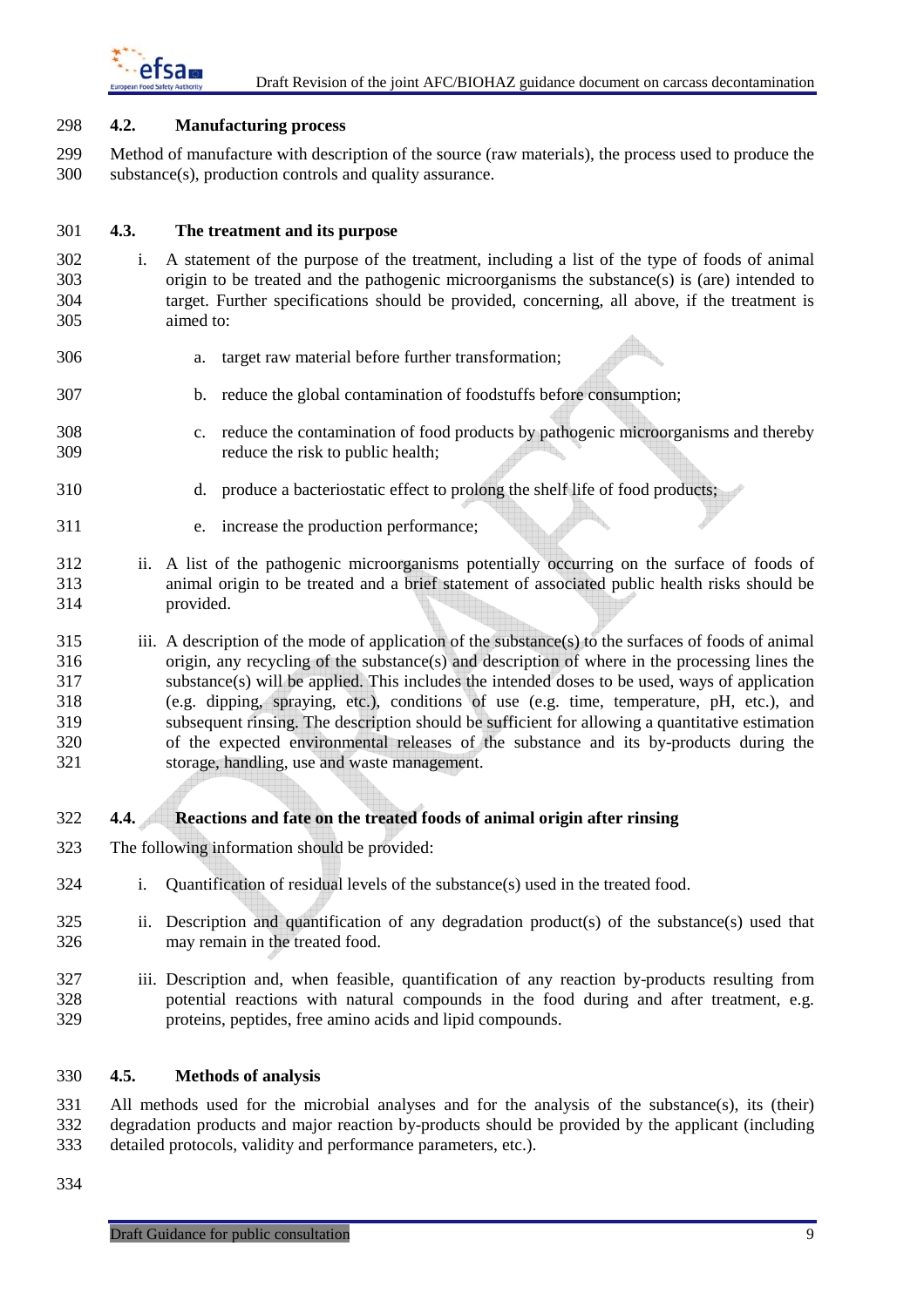### 4.2. Manufacturing process

Method of manufacture with description of the source (raw materials), the process used to produce the substance(s), production controls and quality assurance.

### 4.3. The treatment and its purpose

i. A statement of the purpose of the treatment, including a list of the type of foods of animal origin to be treated and the pathogenic microorganisms the substance(s) is (are) intended to target. Further specifications should be provided, concerning, all above, if the treatment is aimed to:

   a. target raw material before further transformation;

   b. reduce the global contamination of foodstuffs before consumption;

   c. reduce the contamination of food products by pathogenic microorganisms and thereby reduce the risk to public health;

   d. produce a bacteriostatic effect to prolong the shelf life of food products;

   e. increase the production performance;

ii. A list of the pathogenic microorganisms potentially occurring on the surface of foods of animal origin to be treated and a brief statement of associated public health risks should be provided.

iii. A description of the mode of application of the substance(s) to the surfaces of foods of animal origin, any recycling of the substance(s) and description of where in the processing lines the substance(s) will be applied. This includes the intended doses to be used, ways of application (e.g. dipping, spraying, etc.), conditions of use (e.g. time, temperature, pH, etc.), and subsequent rinsing. The description should be sufficient for allowing a quantitative estimation of the expected environmental releases of the substance and its by-products during the storage, handling, use and waste management.

### 4.4. Reactions and fate on the treated foods of animal origin after rinsing

The following information should be provided:

i. Quantification of residual levels of the substance(s) used in the treated food.

ii. Description and quantification of any degradation product(s) of the substance(s) used that may remain in the treated food.

iii. Description and, when feasible, quantification of any reaction by-products resulting from potential reactions with natural compounds in the food during and after treatment, e.g. proteins, peptides, free amino acids and lipid compounds.

### 4.5. Methods of analysis

All methods used for the microbial analyses and for the analysis of the substance(s), its (their) degradation products and major reaction by-products should be provided by the applicant (including detailed protocols, validity and performance parameters, etc.).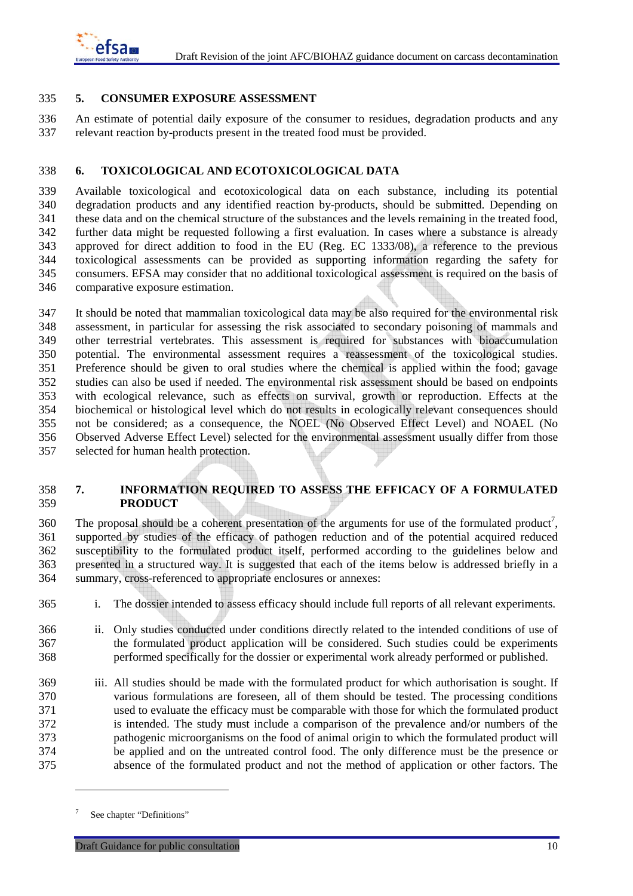## 5. CONSUMER EXPOSURE ASSESSMENT

An estimate of potential daily exposure of the consumer to residues, degradation products and any relevant reaction by-products present in the treated food must be provided.

## 6. TOXICOLOGICAL AND ECOTOXICOLOGICAL DATA

Available toxicological and ecotoxicological data on each substance, including its potential degradation products and any identified reaction by-products, should be submitted. Depending on these data and on the chemical structure of the substances and the levels remaining in the treated food, further data might be requested following a first evaluation. In cases where a substance is already approved for direct addition to food in the EU (Reg. EC 1333/08), a reference to the previous toxicological assessments can be provided as supporting information regarding the safety for consumers. EFSA may consider that no additional toxicological assessment is required on the basis of comparative exposure estimation.

It should be noted that mammalian toxicological data may be also required for the environmental risk assessment, in particular for assessing the risk associated to secondary poisoning of mammals and other terrestrial vertebrates. This assessment is required for substances with bioaccumulation potential. The environmental assessment requires a reassessment of the toxicological studies. Preference should be given to oral studies where the chemical is applied within the food; gavage studies can also be used if needed. The environmental risk assessment should be based on endpoints with ecological relevance, such as effects on survival, growth or reproduction. Effects at the biochemical or histological level which do not results in ecologically relevant consequences should not be considered; as a consequence, the NOEL (No Observed Effect Level) and NOAEL (No Observed Adverse Effect Level) selected for the environmental assessment usually differ from those selected for human health protection.

## 7. INFORMATION REQUIRED TO ASSESS THE EFFICACY OF A FORMULATED PRODUCT

The proposal should be a coherent presentation of the arguments for use of the formulated product[7], supported by studies of the efficacy of pathogen reduction and of the potential acquired reduced susceptibility to the formulated product itself, performed according to the guidelines below and presented in a structured way. It is suggested that each of the items below is addressed briefly in a summary, cross-referenced to appropriate enclosures or annexes:

i. The dossier intended to assess efficacy should include full reports of all relevant experiments.

ii. Only studies conducted under conditions directly related to the intended conditions of use of the formulated product application will be considered. Such studies could be experiments performed specifically for the dossier or experimental work already performed or published.

iii. All studies should be made with the formulated product for which authorisation is sought. If various formulations are foreseen, all of them should be tested. The processing conditions used to evaluate the efficacy must be comparable with those for which the formulated product is intended. The study must include a comparison of the prevalence and/or numbers of the pathogenic microorganisms on the food of animal origin to which the formulated product will be applied and on the untreated control food. The only difference must be the presence or absence of the formulated product and not the method of application or other factors. The

[7] See chapter "Definitions"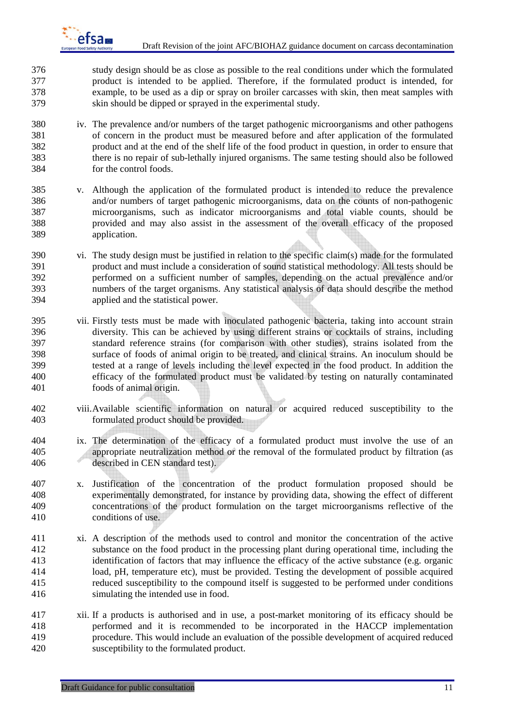study design should be as close as possible to the real conditions under which the formulated product is intended to be applied. Therefore, if the formulated product is intended, for example, to be used as a dip or spray on broiler carcasses with skin, then meat samples with skin should be dipped or sprayed in the experimental study.

iv. The prevalence and/or numbers of the target pathogenic microorganisms and other pathogens of concern in the product must be measured before and after application of the formulated product and at the end of the shelf life of the food product in question, in order to ensure that there is no repair of sub-lethally injured organisms. The same testing should also be followed for the control foods.

v. Although the application of the formulated product is intended to reduce the prevalence and/or numbers of target pathogenic microorganisms, data on the counts of non-pathogenic microorganisms, such as indicator microorganisms and total viable counts, should be provided and may also assist in the assessment of the overall efficacy of the proposed application.

vi. The study design must be justified in relation to the specific claim(s) made for the formulated product and must include a consideration of sound statistical methodology. All tests should be performed on a sufficient number of samples, depending on the actual prevalence and/or numbers of the target organisms. Any statistical analysis of data should describe the method applied and the statistical power.

vii. Firstly tests must be made with inoculated pathogenic bacteria, taking into account strain diversity. This can be achieved by using different strains or cocktails of strains, including standard reference strains (for comparison with other studies), strains isolated from the surface of foods of animal origin to be treated, and clinical strains. An inoculum should be tested at a range of levels including the level expected in the food product. In addition the efficacy of the formulated product must be validated by testing on naturally contaminated foods of animal origin.

viii. Available scientific information on natural or acquired reduced susceptibility to the formulated product should be provided.

ix. The determination of the efficacy of a formulated product must involve the use of an appropriate neutralization method or the removal of the formulated product by filtration (as described in CEN standard test).

x. Justification of the concentration of the product formulation proposed should be experimentally demonstrated, for instance by providing data, showing the effect of different concentrations of the product formulation on the target microorganisms reflective of the conditions of use.

xi. A description of the methods used to control and monitor the concentration of the active substance on the food product in the processing plant during operational time, including the identification of factors that may influence the efficacy of the active substance (e.g. organic load, pH, temperature etc), must be provided. Testing the development of possible acquired reduced susceptibility to the compound itself is suggested to be performed under conditions simulating the intended use in food.

xii. If a products is authorised and in use, a post-market monitoring of its efficacy should be performed and it is recommended to be incorporated in the HACCP implementation procedure. This would include an evaluation of the possible development of acquired reduced susceptibility to the formulated product.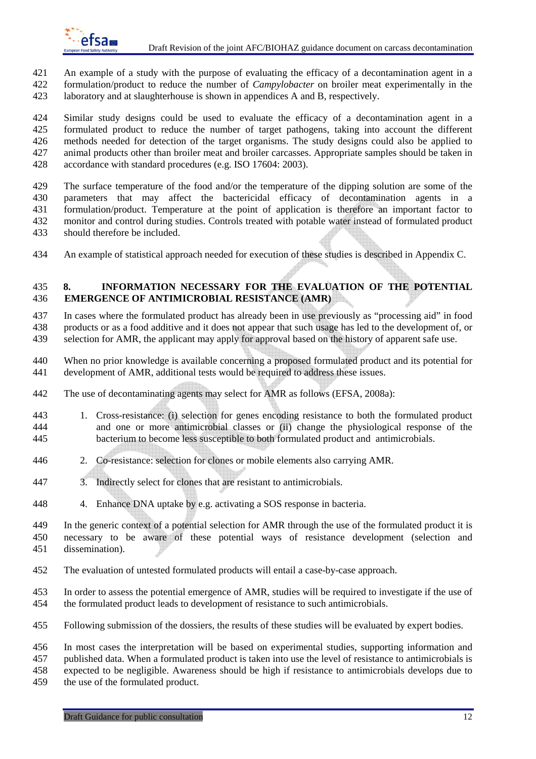An example of a study with the purpose of evaluating the efficacy of a decontamination agent in a formulation/product to reduce the number of *Campylobacter* on broiler meat experimentally in the laboratory and at slaughterhouse is shown in appendices A and B, respectively.

Similar study designs could be used to evaluate the efficacy of a decontamination agent in a formulated product to reduce the number of target pathogens, taking into account the different methods needed for detection of the target organisms. The study designs could also be applied to animal products other than broiler meat and broiler carcasses. Appropriate samples should be taken in accordance with standard procedures (e.g. ISO 17604: 2003).

The surface temperature of the food and/or the temperature of the dipping solution are some of the parameters that may affect the bactericidal efficacy of decontamination agents in a formulation/product. Temperature at the point of application is therefore an important factor to monitor and control during studies. Controls treated with potable water instead of formulated product should therefore be included.

An example of statistical approach needed for execution of these studies is described in Appendix C.

## 8. INFORMATION NECESSARY FOR THE EVALUATION OF THE POTENTIAL EMERGENCE OF ANTIMICROBIAL RESISTANCE (AMR)

In cases where the formulated product has already been in use previously as "processing aid" in food products or as a food additive and it does not appear that such usage has led to the development of, or selection for AMR, the applicant may apply for approval based on the history of apparent safe use.

When no prior knowledge is available concerning a proposed formulated product and its potential for development of AMR, additional tests would be required to address these issues.

The use of decontaminating agents may select for AMR as follows (EFSA, 2008a):

1. Cross-resistance: (i) selection for genes encoding resistance to both the formulated product and one or more antimicrobial classes or (ii) change the physiological response of the bacterium to become less susceptible to both formulated product and antimicrobials.
2. Co-resistance: selection for clones or mobile elements also carrying AMR.
3. Indirectly select for clones that are resistant to antimicrobials.
4. Enhance DNA uptake by e.g. activating a SOS response in bacteria.

In the generic context of a potential selection for AMR through the use of the formulated product it is necessary to be aware of these potential ways of resistance development (selection and dissemination).

The evaluation of untested formulated products will entail a case-by-case approach.

In order to assess the potential emergence of AMR, studies will be required to investigate if the use of the formulated product leads to development of resistance to such antimicrobials.

Following submission of the dossiers, the results of these studies will be evaluated by expert bodies.

In most cases the interpretation will be based on experimental studies, supporting information and published data. When a formulated product is taken into use the level of resistance to antimicrobials is expected to be negligible. Awareness should be high if resistance to antimicrobials develops due to the use of the formulated product.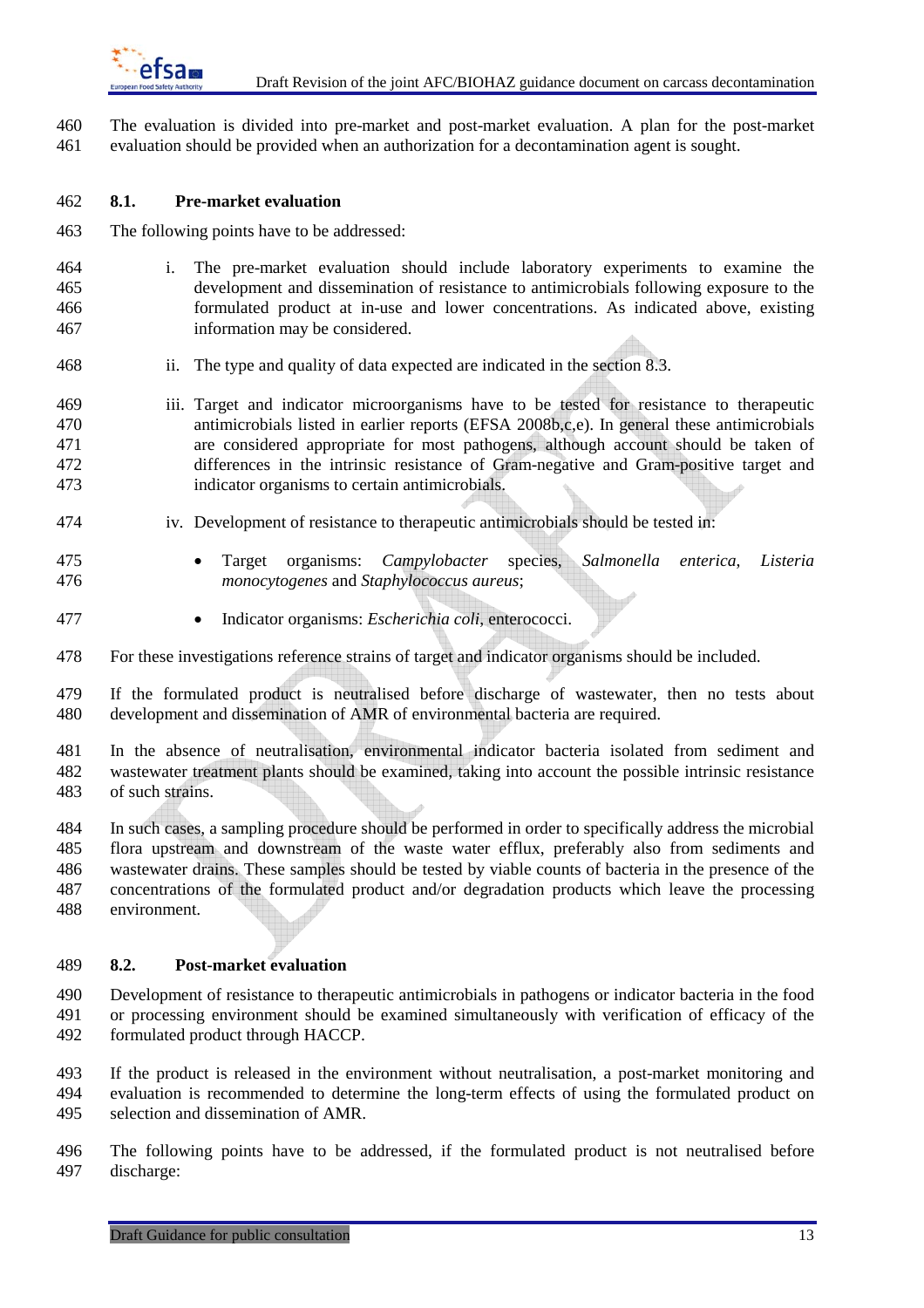The evaluation is divided into pre-market and post-market evaluation. A plan for the post-market evaluation should be provided when an authorization for a decontamination agent is sought.

### 8.1. Pre-market evaluation

The following points have to be addressed:

i. The pre-market evaluation should include laboratory experiments to examine the development and dissemination of resistance to antimicrobials following exposure to the formulated product at in-use and lower concentrations. As indicated above, existing information may be considered.

ii. The type and quality of data expected are indicated in the section 8.3.

iii. Target and indicator microorganisms have to be tested for resistance to therapeutic antimicrobials listed in earlier reports (EFSA 2008b,c,e). In general these antimicrobials are considered appropriate for most pathogens, although account should be taken of differences in the intrinsic resistance of Gram-negative and Gram-positive target and indicator organisms to certain antimicrobials.

iv. Development of resistance to therapeutic antimicrobials should be tested in:

- Target organisms: *Campylobacter* species, *Salmonella enterica, Listeria monocytogenes* and *Staphylococcus aureus*;
- Indicator organisms: *Escherichia coli*, enterococci.

For these investigations reference strains of target and indicator organisms should be included.

If the formulated product is neutralised before discharge of wastewater, then no tests about development and dissemination of AMR of environmental bacteria are required.

In the absence of neutralisation, environmental indicator bacteria isolated from sediment and wastewater treatment plants should be examined, taking into account the possible intrinsic resistance of such strains.

In such cases, a sampling procedure should be performed in order to specifically address the microbial flora upstream and downstream of the waste water efflux, preferably also from sediments and wastewater drains. These samples should be tested by viable counts of bacteria in the presence of the concentrations of the formulated product and/or degradation products which leave the processing environment.

### 8.2. Post-market evaluation

Development of resistance to therapeutic antimicrobials in pathogens or indicator bacteria in the food or processing environment should be examined simultaneously with verification of efficacy of the formulated product through HACCP.

If the product is released in the environment without neutralisation, a post-market monitoring and evaluation is recommended to determine the long-term effects of using the formulated product on selection and dissemination of AMR.

The following points have to be addressed, if the formulated product is not neutralised before discharge: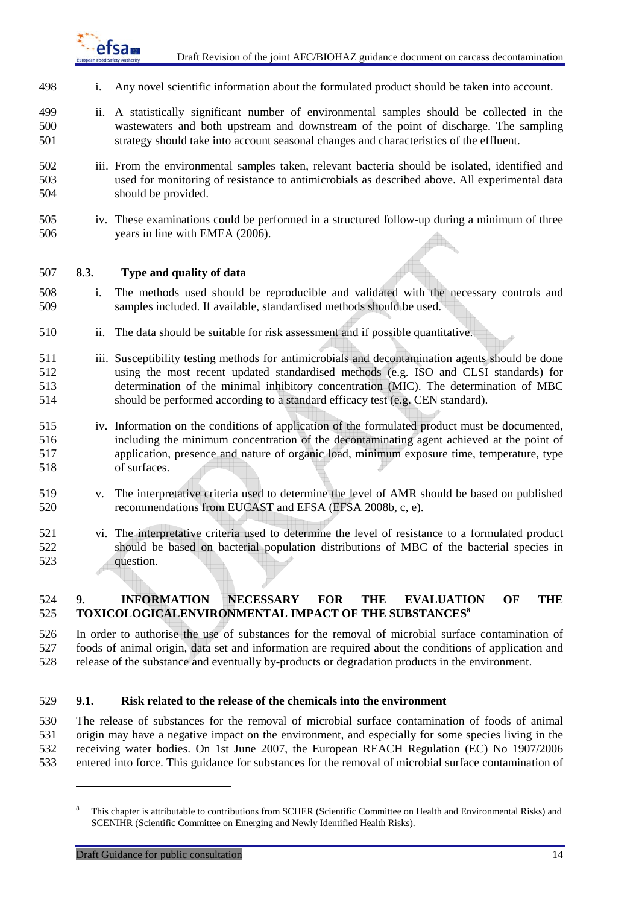i. Any novel scientific information about the formulated product should be taken into account.

ii. A statistically significant number of environmental samples should be collected in the wastewaters and both upstream and downstream of the point of discharge. The sampling strategy should take into account seasonal changes and characteristics of the effluent.

iii. From the environmental samples taken, relevant bacteria should be isolated, identified and used for monitoring of resistance to antimicrobials as described above. All experimental data should be provided.

iv. These examinations could be performed in a structured follow-up during a minimum of three years in line with EMEA (2006).

### 8.3. Type and quality of data

i. The methods used should be reproducible and validated with the necessary controls and samples included. If available, standardised methods should be used.

ii. The data should be suitable for risk assessment and if possible quantitative.

iii. Susceptibility testing methods for antimicrobials and decontamination agents should be done using the most recent updated standardised methods (e.g. ISO and CLSI standards) for determination of the minimal inhibitory concentration (MIC). The determination of MBC should be performed according to a standard efficacy test (e.g. CEN standard).

iv. Information on the conditions of application of the formulated product must be documented, including the minimum concentration of the decontaminating agent achieved at the point of application, presence and nature of organic load, minimum exposure time, temperature, type of surfaces.

v. The interpretative criteria used to determine the level of AMR should be based on published recommendations from EUCAST and EFSA (EFSA 2008b, c, e).

vi. The interpretative criteria used to determine the level of resistance to a formulated product should be based on bacterial population distributions of MBC of the bacterial species in question.

## 9. INFORMATION NECESSARY FOR THE EVALUATION OF THE TOXICOLOGICALENVIRONMENTAL IMPACT OF THE SUBSTANCES[8]

In order to authorise the use of substances for the removal of microbial surface contamination of foods of animal origin, data set and information are required about the conditions of application and release of the substance and eventually by-products or degradation products in the environment.

### 9.1. Risk related to the release of the chemicals into the environment

The release of substances for the removal of microbial surface contamination of foods of animal origin may have a negative impact on the environment, and especially for some species living in the receiving water bodies. On 1st June 2007, the European REACH Regulation (EC) No 1907/2006 entered into force. This guidance for substances for the removal of microbial surface contamination of

[8] This chapter is attributable to contributions from SCHER (Scientific Committee on Health and Environmental Risks) and SCENIHR (Scientific Committee on Emerging and Newly Identified Health Risks).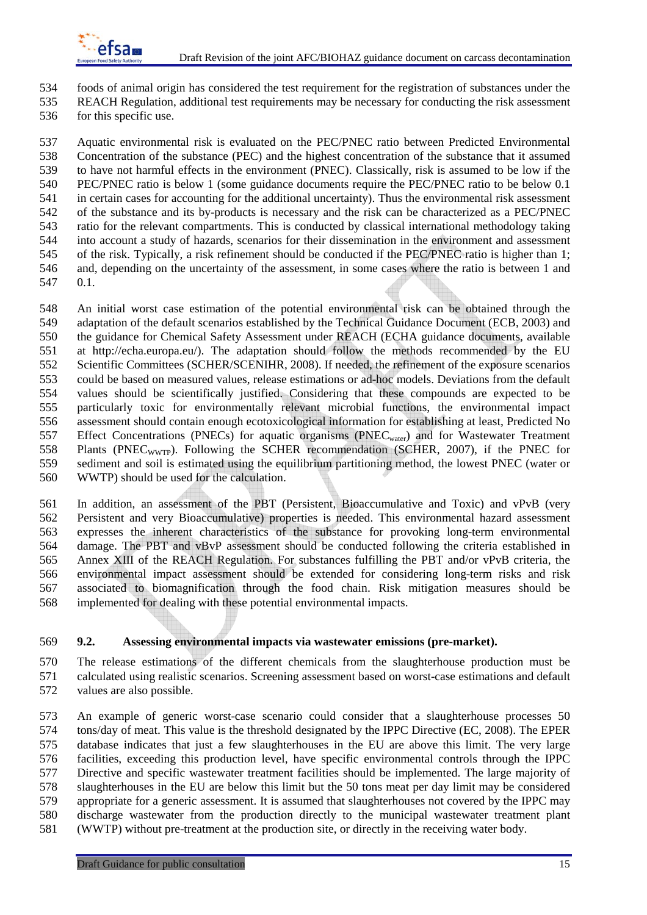foods of animal origin has considered the test requirement for the registration of substances under the REACH Regulation, additional test requirements may be necessary for conducting the risk assessment for this specific use.

Aquatic environmental risk is evaluated on the PEC/PNEC ratio between Predicted Environmental Concentration of the substance (PEC) and the highest concentration of the substance that it assumed to have not harmful effects in the environment (PNEC). Classically, risk is assumed to be low if the PEC/PNEC ratio is below 1 (some guidance documents require the PEC/PNEC ratio to be below 0.1 in certain cases for accounting for the additional uncertainty). Thus the environmental risk assessment of the substance and its by-products is necessary and the risk can be characterized as a PEC/PNEC ratio for the relevant compartments. This is conducted by classical international methodology taking into account a study of hazards, scenarios for their dissemination in the environment and assessment of the risk. Typically, a risk refinement should be conducted if the PEC/PNEC ratio is higher than 1; and, depending on the uncertainty of the assessment, in some cases where the ratio is between 1 and 0.1.

An initial worst case estimation of the potential environmental risk can be obtained through the adaptation of the default scenarios established by the Technical Guidance Document (ECB, 2003) and the guidance for Chemical Safety Assessment under REACH (ECHA guidance documents, available at http://echa.europa.eu/). The adaptation should follow the methods recommended by the EU Scientific Committees (SCHER/SCENIHR, 2008). If needed, the refinement of the exposure scenarios could be based on measured values, release estimations or ad-hoc models. Deviations from the default values should be scientifically justified. Considering that these compounds are expected to be particularly toxic for environmentally relevant microbial functions, the environmental impact assessment should contain enough ecotoxicological information for establishing at least, Predicted No Effect Concentrations (PNECs) for aquatic organisms ($PNEC_{water}$) and for Wastewater Treatment Plants ($PNEC_{WWTP}$). Following the SCHER recommendation (SCHER, 2007), if the PNEC for sediment and soil is estimated using the equilibrium partitioning method, the lowest PNEC (water or WWTP) should be used for the calculation.

In addition, an assessment of the PBT (Persistent, Bioaccumulative and Toxic) and vPvB (very Persistent and very Bioaccumulative) properties is needed. This environmental hazard assessment expresses the inherent characteristics of the substance for provoking long-term environmental damage. The PBT and vBvP assessment should be conducted following the criteria established in Annex XIII of the REACH Regulation. For substances fulfilling the PBT and/or vPvB criteria, the environmental impact assessment should be extended for considering long-term risks and risk associated to biomagnification through the food chain. Risk mitigation measures should be implemented for dealing with these potential environmental impacts.

### 9.2. Assessing environmental impacts via wastewater emissions (pre-market).

The release estimations of the different chemicals from the slaughterhouse production must be calculated using realistic scenarios. Screening assessment based on worst-case estimations and default values are also possible.

An example of generic worst-case scenario could consider that a slaughterhouse processes 50 tons/day of meat. This value is the threshold designated by the IPPC Directive (EC, 2008). The EPER database indicates that just a few slaughterhouses in the EU are above this limit. The very large facilities, exceeding this production level, have specific environmental controls through the IPPC Directive and specific wastewater treatment facilities should be implemented. The large majority of slaughterhouses in the EU are below this limit but the 50 tons meat per day limit may be considered appropriate for a generic assessment. It is assumed that slaughterhouses not covered by the IPPC may discharge wastewater from the production directly to the municipal wastewater treatment plant (WWTP) without pre-treatment at the production site, or directly in the receiving water body.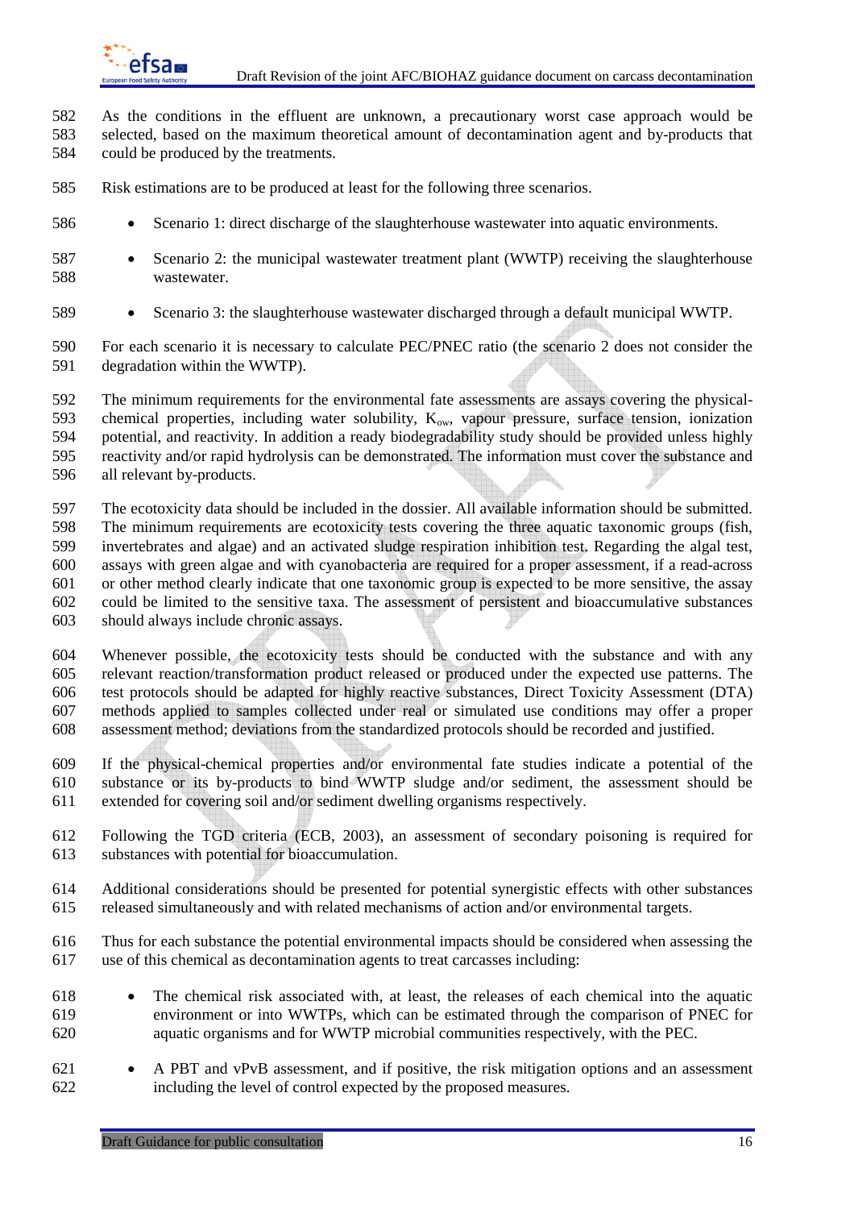As the conditions in the effluent are unknown, a precautionary worst case approach would be selected, based on the maximum theoretical amount of decontamination agent and by-products that could be produced by the treatments.

Risk estimations are to be produced at least for the following three scenarios.

- Scenario 1: direct discharge of the slaughterhouse wastewater into aquatic environments.
- Scenario 2: the municipal wastewater treatment plant (WWTP) receiving the slaughterhouse wastewater.
- Scenario 3: the slaughterhouse wastewater discharged through a default municipal WWTP.

For each scenario it is necessary to calculate PEC/PNEC ratio (the scenario 2 does not consider the degradation within the WWTP).

The minimum requirements for the environmental fate assessments are assays covering the physical-chemical properties, including water solubility, $K_{ow}$, vapour pressure, surface tension, ionization potential, and reactivity. In addition a ready biodegradability study should be provided unless highly reactivity and/or rapid hydrolysis can be demonstrated. The information must cover the substance and all relevant by-products.

The ecotoxicity data should be included in the dossier. All available information should be submitted. The minimum requirements are ecotoxicity tests covering the three aquatic taxonomic groups (fish, invertebrates and algae) and an activated sludge respiration inhibition test. Regarding the algal test, assays with green algae and with cyanobacteria are required for a proper assessment, if a read-across or other method clearly indicate that one taxonomic group is expected to be more sensitive, the assay could be limited to the sensitive taxa. The assessment of persistent and bioaccumulative substances should always include chronic assays.

Whenever possible, the ecotoxicity tests should be conducted with the substance and with any relevant reaction/transformation product released or produced under the expected use patterns. The test protocols should be adapted for highly reactive substances, Direct Toxicity Assessment (DTA) methods applied to samples collected under real or simulated use conditions may offer a proper assessment method; deviations from the standardized protocols should be recorded and justified.

If the physical-chemical properties and/or environmental fate studies indicate a potential of the substance or its by-products to bind WWTP sludge and/or sediment, the assessment should be extended for covering soil and/or sediment dwelling organisms respectively.

Following the TGD criteria (ECB, 2003), an assessment of secondary poisoning is required for substances with potential for bioaccumulation.

Additional considerations should be presented for potential synergistic effects with other substances released simultaneously and with related mechanisms of action and/or environmental targets.

Thus for each substance the potential environmental impacts should be considered when assessing the use of this chemical as decontamination agents to treat carcasses including:

- The chemical risk associated with, at least, the releases of each chemical into the aquatic environment or into WWTPs, which can be estimated through the comparison of PNEC for aquatic organisms and for WWTP microbial communities respectively, with the PEC.
- A PBT and vPvB assessment, and if positive, the risk mitigation options and an assessment including the level of control expected by the proposed measures.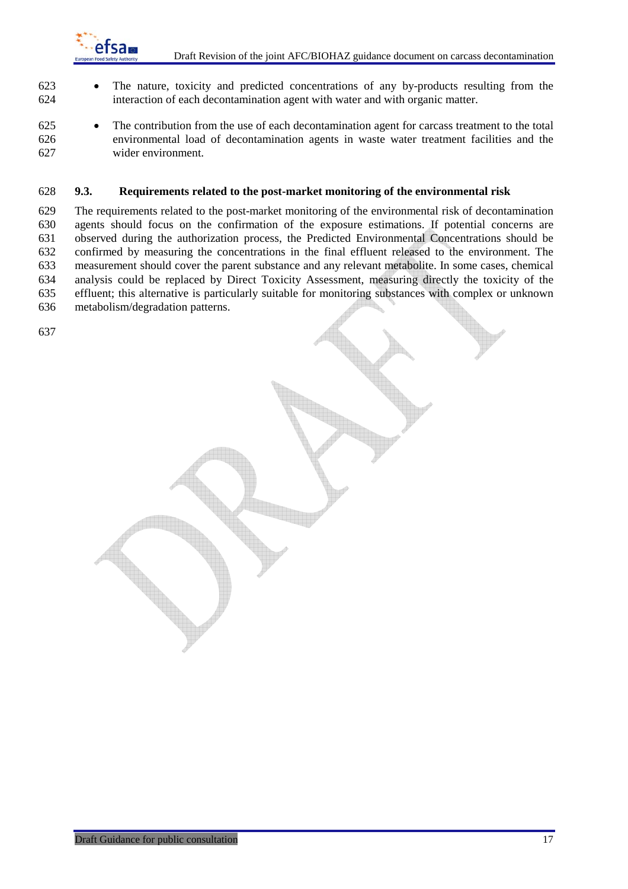- The nature, toxicity and predicted concentrations of any by-products resulting from the interaction of each decontamination agent with water and with organic matter.
- The contribution from the use of each decontamination agent for carcass treatment to the total environmental load of decontamination agents in waste water treatment facilities and the wider environment.

### 9.3. Requirements related to the post-market monitoring of the environmental risk

The requirements related to the post-market monitoring of the environmental risk of decontamination agents should focus on the confirmation of the exposure estimations. If potential concerns are observed during the authorization process, the Predicted Environmental Concentrations should be confirmed by measuring the concentrations in the final effluent released to the environment. The measurement should cover the parent substance and any relevant metabolite. In some cases, chemical analysis could be replaced by Direct Toxicity Assessment, measuring directly the toxicity of the effluent; this alternative is particularly suitable for monitoring substances with complex or unknown metabolism/degradation patterns.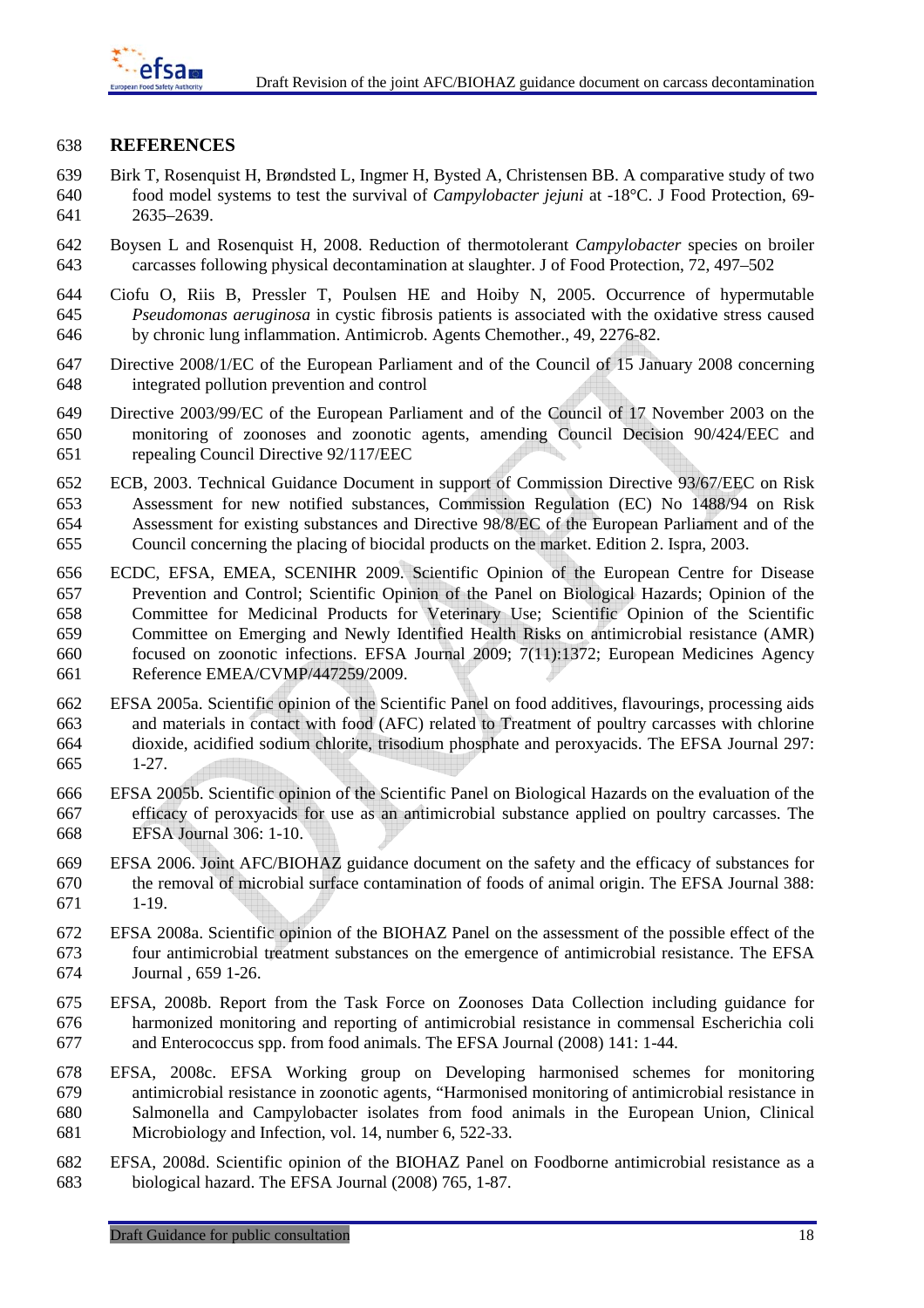## REFERENCES

Birk T, Rosenquist H, Brøndsted L, Ingmer H, Bysted A, Christensen BB. A comparative study of two food model systems to test the survival of *Campylobacter jejuni* at -18°C. J Food Protection, 69-2635–2639.

Boysen L and Rosenquist H, 2008. Reduction of thermotolerant *Campylobacter* species on broiler carcasses following physical decontamination at slaughter. J of Food Protection, 72, 497–502

Ciofu O, Riis B, Pressler T, Poulsen HE and Hoiby N, 2005. Occurrence of hypermutable *Pseudomonas aeruginosa* in cystic fibrosis patients is associated with the oxidative stress caused by chronic lung inflammation. Antimicrob. Agents Chemother., 49, 2276-82.

Directive 2008/1/EC of the European Parliament and of the Council of 15 January 2008 concerning integrated pollution prevention and control

Directive 2003/99/EC of the European Parliament and of the Council of 17 November 2003 on the monitoring of zoonoses and zoonotic agents, amending Council Decision 90/424/EEC and repealing Council Directive 92/117/EEC

ECB, 2003. Technical Guidance Document in support of Commission Directive 93/67/EEC on Risk Assessment for new notified substances, Commission Regulation (EC) No 1488/94 on Risk Assessment for existing substances and Directive 98/8/EC of the European Parliament and of the Council concerning the placing of biocidal products on the market. Edition 2. Ispra, 2003.

ECDC, EFSA, EMEA, SCENIHR 2009. Scientific Opinion of the European Centre for Disease Prevention and Control; Scientific Opinion of the Panel on Biological Hazards; Opinion of the Committee for Medicinal Products for Veterinary Use; Scientific Opinion of the Scientific Committee on Emerging and Newly Identified Health Risks on antimicrobial resistance (AMR) focused on zoonotic infections. EFSA Journal 2009; 7(11):1372; European Medicines Agency Reference EMEA/CVMP/447259/2009.

EFSA 2005a. Scientific opinion of the Scientific Panel on food additives, flavourings, processing aids and materials in contact with food (AFC) related to Treatment of poultry carcasses with chlorine dioxide, acidified sodium chlorite, trisodium phosphate and peroxyacids. The EFSA Journal 297: 1-27.

EFSA 2005b. Scientific opinion of the Scientific Panel on Biological Hazards on the evaluation of the efficacy of peroxyacids for use as an antimicrobial substance applied on poultry carcasses. The EFSA Journal 306: 1-10.

EFSA 2006. Joint AFC/BIOHAZ guidance document on the safety and the efficacy of substances for the removal of microbial surface contamination of foods of animal origin. The EFSA Journal 388: 1-19.

EFSA 2008a. Scientific opinion of the BIOHAZ Panel on the assessment of the possible effect of the four antimicrobial treatment substances on the emergence of antimicrobial resistance. The EFSA Journal , 659 1-26.

EFSA, 2008b. Report from the Task Force on Zoonoses Data Collection including guidance for harmonized monitoring and reporting of antimicrobial resistance in commensal Escherichia coli and Enterococcus spp. from food animals. The EFSA Journal (2008) 141: 1-44.

EFSA, 2008c. EFSA Working group on Developing harmonised schemes for monitoring antimicrobial resistance in zoonotic agents, "Harmonised monitoring of antimicrobial resistance in Salmonella and Campylobacter isolates from food animals in the European Union, Clinical Microbiology and Infection, vol. 14, number 6, 522-33.

EFSA, 2008d. Scientific opinion of the BIOHAZ Panel on Foodborne antimicrobial resistance as a biological hazard. The EFSA Journal (2008) 765, 1-87.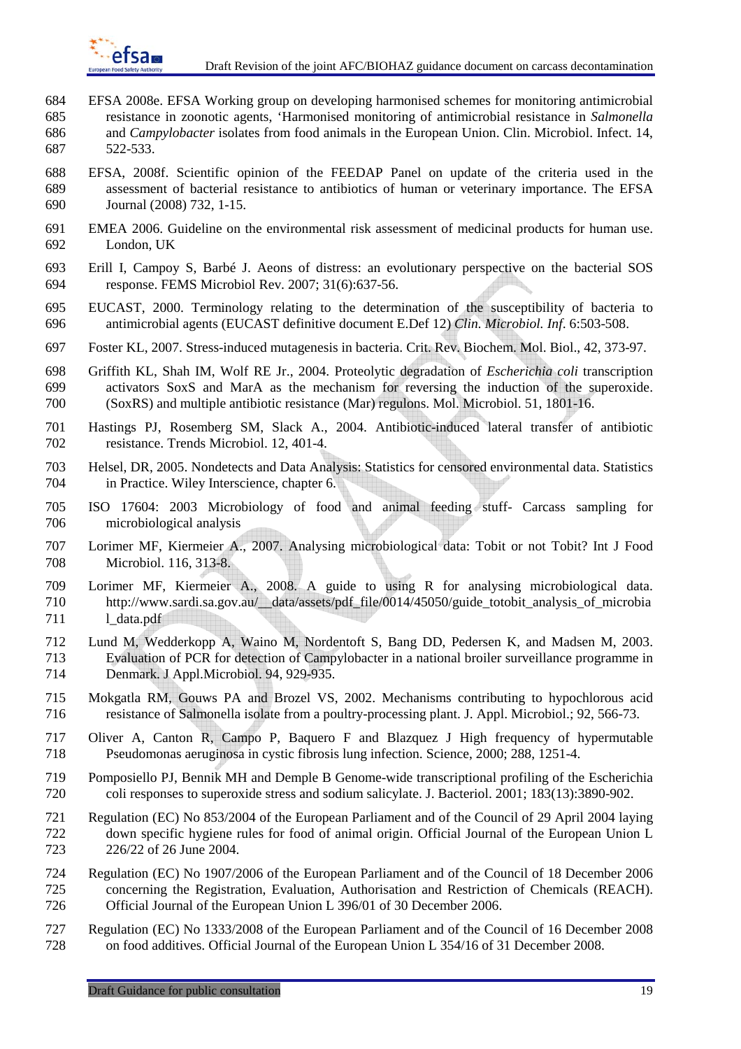EFSA 2008e. EFSA Working group on developing harmonised schemes for monitoring antimicrobial resistance in zoonotic agents, 'Harmonised monitoring of antimicrobial resistance in *Salmonella* and *Campylobacter* isolates from food animals in the European Union. Clin. Microbiol. Infect. 14, 522-533.

EFSA, 2008f. Scientific opinion of the FEEDAP Panel on update of the criteria used in the assessment of bacterial resistance to antibiotics of human or veterinary importance. The EFSA Journal (2008) 732, 1-15.

EMEA 2006. Guideline on the environmental risk assessment of medicinal products for human use. London, UK

Erill I, Campoy S, Barbé J. Aeons of distress: an evolutionary perspective on the bacterial SOS response. FEMS Microbiol Rev. 2007; 31(6):637-56.

EUCAST, 2000. Terminology relating to the determination of the susceptibility of bacteria to antimicrobial agents (EUCAST definitive document E.Def 12) *Clin. Microbiol. Inf*. 6:503-508.

Foster KL, 2007. Stress-induced mutagenesis in bacteria. Crit. Rev. Biochem. Mol. Biol., 42, 373-97.

Griffith KL, Shah IM, Wolf RE Jr., 2004. Proteolytic degradation of *Escherichia coli* transcription activators SoxS and MarA as the mechanism for reversing the induction of the superoxide. (SoxRS) and multiple antibiotic resistance (Mar) regulons. Mol. Microbiol. 51, 1801-16.

Hastings PJ, Rosemberg SM, Slack A., 2004. Antibiotic-induced lateral transfer of antibiotic resistance. Trends Microbiol. 12, 401-4.

Helsel, DR, 2005. Nondetects and Data Analysis: Statistics for censored environmental data. Statistics in Practice. Wiley Interscience, chapter 6.

ISO 17604: 2003 Microbiology of food and animal feeding stuff- Carcass sampling for microbiological analysis

Lorimer MF, Kiermeier A., 2007. Analysing microbiological data: Tobit or not Tobit? Int J Food Microbiol. 116, 313-8.

Lorimer MF, Kiermeier A., 2008. A guide to using R for analysing microbiological data. http://www.sardi.sa.gov.au/__data/assets/pdf_file/0014/45050/guide_totobit_analysis_of_microbial_data.pdf

Lund M, Wedderkopp A, Waino M, Nordentoft S, Bang DD, Pedersen K, and Madsen M, 2003. Evaluation of PCR for detection of Campylobacter in a national broiler surveillance programme in Denmark. J Appl.Microbiol. 94, 929-935.

Mokgatla RM, Gouws PA and Brozel VS, 2002. Mechanisms contributing to hypochlorous acid resistance of Salmonella isolate from a poultry-processing plant. J. Appl. Microbiol.; 92, 566-73.

Oliver A, Canton R, Campo P, Baquero F and Blazquez J High frequency of hypermutable Pseudomonas aeruginosa in cystic fibrosis lung infection. Science, 2000; 288, 1251-4.

Pomposiello PJ, Bennik MH and Demple B Genome-wide transcriptional profiling of the Escherichia coli responses to superoxide stress and sodium salicylate. J. Bacteriol. 2001; 183(13):3890-902.

Regulation (EC) No 853/2004 of the European Parliament and of the Council of 29 April 2004 laying down specific hygiene rules for food of animal origin. Official Journal of the European Union L 226/22 of 26 June 2004.

Regulation (EC) No 1907/2006 of the European Parliament and of the Council of 18 December 2006 concerning the Registration, Evaluation, Authorisation and Restriction of Chemicals (REACH). Official Journal of the European Union L 396/01 of 30 December 2006.

Regulation (EC) No 1333/2008 of the European Parliament and of the Council of 16 December 2008 on food additives. Official Journal of the European Union L 354/16 of 31 December 2008.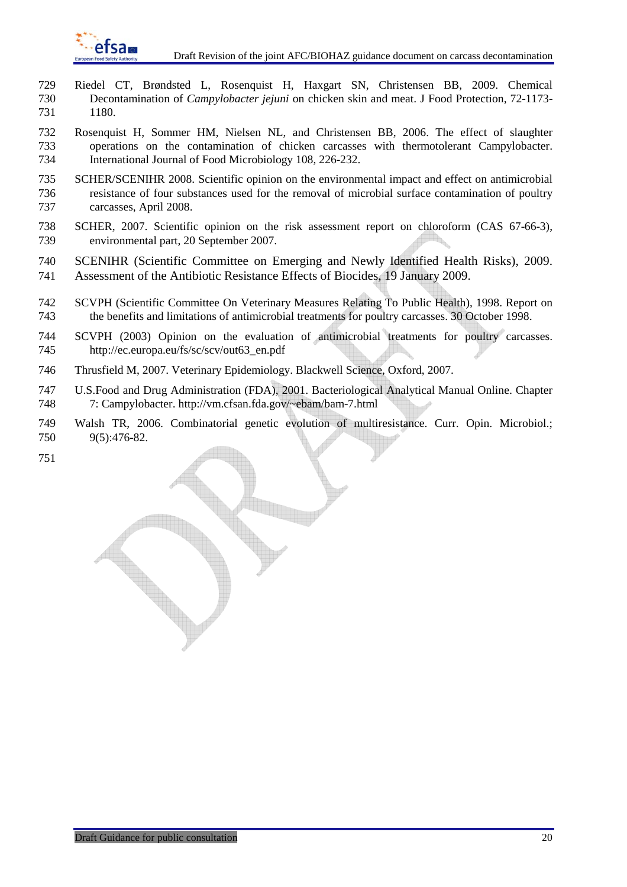Riedel CT, Brøndsted L, Rosenquist H, Haxgart SN, Christensen BB, 2009. Chemical Decontamination of *Campylobacter jejuni* on chicken skin and meat. J Food Protection, 72-1173-1180.

Rosenquist H, Sommer HM, Nielsen NL, and Christensen BB, 2006. The effect of slaughter operations on the contamination of chicken carcasses with thermotolerant Campylobacter. International Journal of Food Microbiology 108, 226-232.

SCHER/SCENIHR 2008. Scientific opinion on the environmental impact and effect on antimicrobial resistance of four substances used for the removal of microbial surface contamination of poultry carcasses, April 2008.

SCHER, 2007. Scientific opinion on the risk assessment report on chloroform (CAS 67-66-3), environmental part, 20 September 2007.

SCENIHR (Scientific Committee on Emerging and Newly Identified Health Risks), 2009. Assessment of the Antibiotic Resistance Effects of Biocides, 19 January 2009.

SCVPH (Scientific Committee On Veterinary Measures Relating To Public Health), 1998. Report on the benefits and limitations of antimicrobial treatments for poultry carcasses. 30 October 1998.

SCVPH (2003) Opinion on the evaluation of antimicrobial treatments for poultry carcasses. http://ec.europa.eu/fs/sc/scv/out63_en.pdf

Thrusfield M, 2007. Veterinary Epidemiology. Blackwell Science, Oxford, 2007.

U.S.Food and Drug Administration (FDA), 2001. Bacteriological Analytical Manual Online. Chapter 7: Campylobacter. http://vm.cfsan.fda.gov/~ebam/bam-7.html

Walsh TR, 2006. Combinatorial genetic evolution of multiresistance. Curr. Opin. Microbiol.; 9(5):476-82.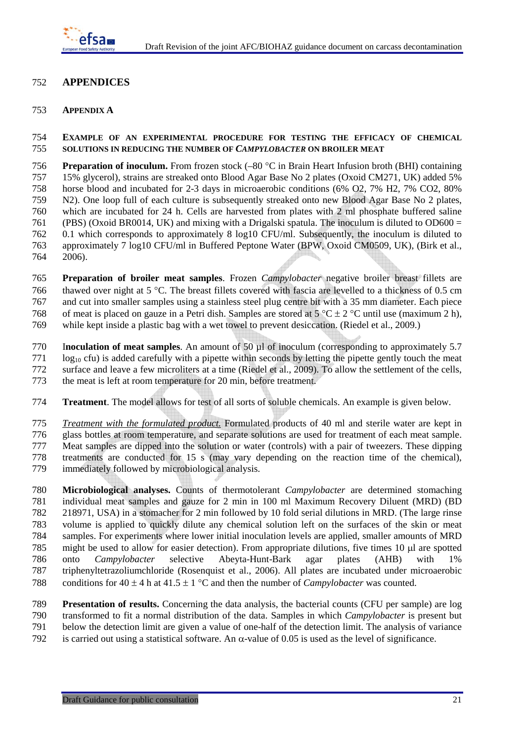# APPENDICES

## APPENDIX A

### EXAMPLE OF AN EXPERIMENTAL PROCEDURE FOR TESTING THE EFFICACY OF CHEMICAL SOLUTIONS IN REDUCING THE NUMBER OF *CAMPYLOBACTER* ON BROILER MEAT

**Preparation of inoculum.** From frozen stock (–80 °C in Brain Heart Infusion broth (BHI) containing 15% glycerol), strains are streaked onto Blood Agar Base No 2 plates (Oxoid CM271, UK) added 5% horse blood and incubated for 2-3 days in microaerobic conditions (6% O2, 7% H2, 7% CO2, 80% N2). One loop full of each culture is subsequently streaked onto new Blood Agar Base No 2 plates, which are incubated for 24 h. Cells are harvested from plates with 2 ml phosphate buffered saline (PBS) (Oxoid BR0014, UK) and mixing with a Drigalski spatula. The inoculum is diluted to OD600 = 0.1 which corresponds to approximately 8 log10 CFU/ml. Subsequently, the inoculum is diluted to approximately 7 log10 CFU/ml in Buffered Peptone Water (BPW, Oxoid CM0509, UK), (Birk et al., 2006).

**Preparation of broiler meat samples**. Frozen *Campylobacter* negative broiler breast fillets are thawed over night at 5 °C. The breast fillets covered with fascia are levelled to a thickness of 0.5 cm and cut into smaller samples using a stainless steel plug centre bit with a 35 mm diameter. Each piece of meat is placed on gauze in a Petri dish. Samples are stored at 5 °C ± 2 °C until use (maximum 2 h), while kept inside a plastic bag with a wet towel to prevent desiccation. (Riedel et al., 2009.)

I**noculation of meat samples**. An amount of 50 µl of inoculum (corresponding to approximately 5.7 $\log_{10}$ cfu) is added carefully with a pipette within seconds by letting the pipette gently touch the meat surface and leave a few microliters at a time (Riedel et al., 2009). To allow the settlement of the cells, the meat is left at room temperature for 20 min, before treatment.

**Treatment**. The model allows for test of all sorts of soluble chemicals. An example is given below.

*Treatment with the formulated product.* Formulated products of 40 ml and sterile water are kept in glass bottles at room temperature, and separate solutions are used for treatment of each meat sample. Meat samples are dipped into the solution or water (controls) with a pair of tweezers. These dipping treatments are conducted for 15 s (may vary depending on the reaction time of the chemical), immediately followed by microbiological analysis.

**Microbiological analyses.** Counts of thermotolerant *Campylobacter* are determined stomaching individual meat samples and gauze for 2 min in 100 ml Maximum Recovery Diluent (MRD) (BD 218971, USA) in a stomacher for 2 min followed by 10 fold serial dilutions in MRD. (The large rinse volume is applied to quickly dilute any chemical solution left on the surfaces of the skin or meat samples. For experiments where lower initial inoculation levels are applied, smaller amounts of MRD might be used to allow for easier detection). From appropriate dilutions, five times 10 µl are spotted onto *Campylobacter* selective Abeyta-Hunt-Bark agar plates (AHB) with 1% triphenyltetrazoliumchloride (Rosenquist et al., 2006). All plates are incubated under microaerobic conditions for 40 ± 4 h at 41.5 ± 1 °C and then the number of *Campylobacter* was counted.

**Presentation of results.** Concerning the data analysis, the bacterial counts (CFU per sample) are log transformed to fit a normal distribution of the data. Samples in which *Campylobacter* is present but below the detection limit are given a value of one-half of the detection limit. The analysis of variance is carried out using a statistical software. An $\alpha$-value of 0.05 is used as the level of significance.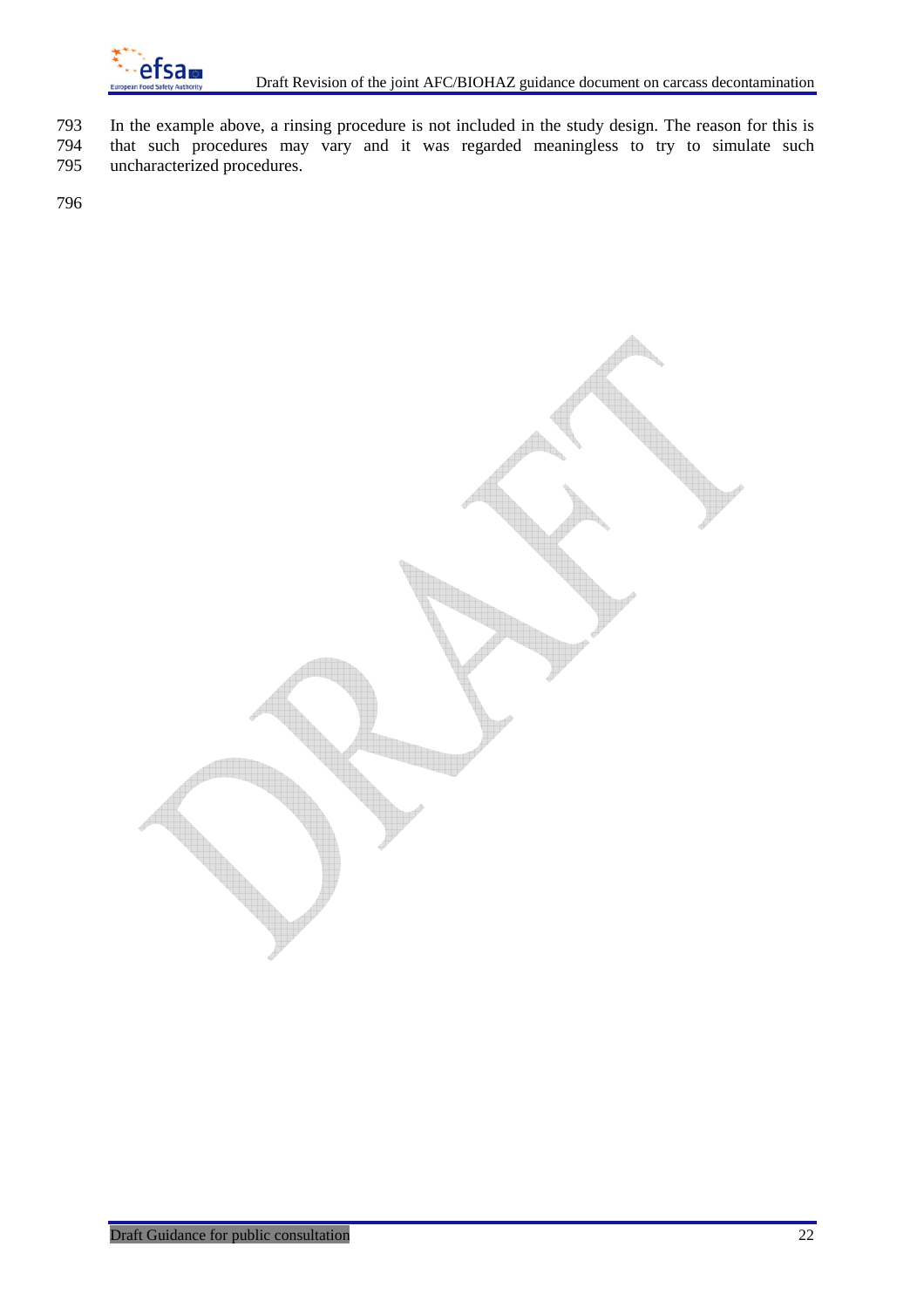In the example above, a rinsing procedure is not included in the study design. The reason for this is that such procedures may vary and it was regarded meaningless to try to simulate such uncharacterized procedures.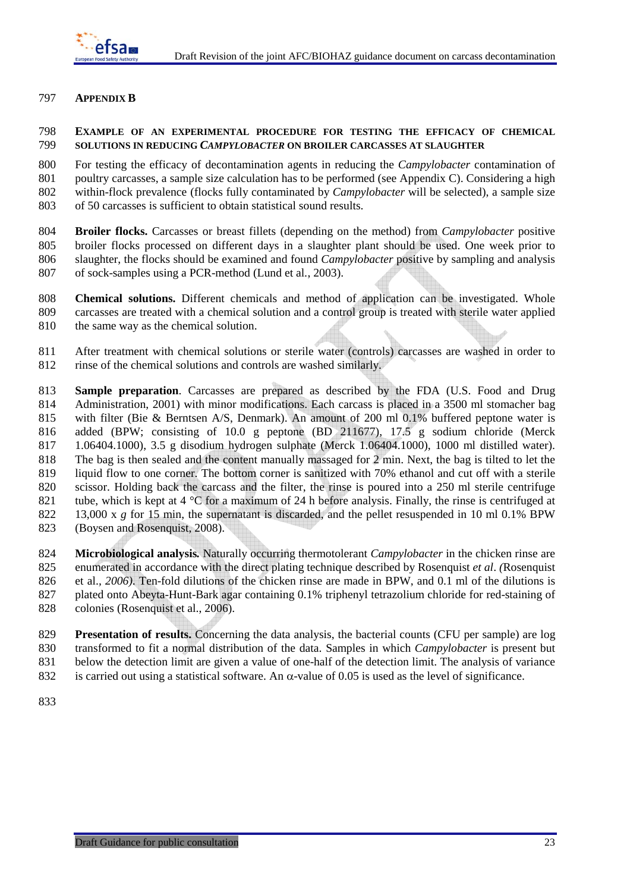# APPENDIX B

## EXAMPLE OF AN EXPERIMENTAL PROCEDURE FOR TESTING THE EFFICACY OF CHEMICAL SOLUTIONS IN REDUCING *CAMPYLOBACTER* ON BROILER CARCASSES AT SLAUGHTER

For testing the efficacy of decontamination agents in reducing the *Campylobacter* contamination of poultry carcasses, a sample size calculation has to be performed (see Appendix C). Considering a high within-flock prevalence (flocks fully contaminated by *Campylobacter* will be selected), a sample size of 50 carcasses is sufficient to obtain statistical sound results.

**Broiler flocks.** Carcasses or breast fillets (depending on the method) from *Campylobacter* positive broiler flocks processed on different days in a slaughter plant should be used. One week prior to slaughter, the flocks should be examined and found *Campylobacter* positive by sampling and analysis of sock-samples using a PCR-method (Lund et al., 2003).

**Chemical solutions.** Different chemicals and method of application can be investigated. Whole carcasses are treated with a chemical solution and a control group is treated with sterile water applied the same way as the chemical solution.

After treatment with chemical solutions or sterile water (controls) carcasses are washed in order to rinse of the chemical solutions and controls are washed similarly.

**Sample preparation**. Carcasses are prepared as described by the FDA (U.S. Food and Drug Administration, 2001) with minor modifications. Each carcass is placed in a 3500 ml stomacher bag with filter (Bie & Berntsen A/S, Denmark). An amount of 200 ml 0.1% buffered peptone water is added (BPW; consisting of 10.0 g peptone (BD 211677), 17.5 g sodium chloride (Merck 1.06404.1000), 3.5 g disodium hydrogen sulphate (Merck 1.06404.1000), 1000 ml distilled water). The bag is then sealed and the content manually massaged for 2 min. Next, the bag is tilted to let the liquid flow to one corner. The bottom corner is sanitized with 70% ethanol and cut off with a sterile scissor. Holding back the carcass and the filter, the rinse is poured into a 250 ml sterile centrifuge tube, which is kept at 4 °C for a maximum of 24 h before analysis. Finally, the rinse is centrifuged at 13,000 x *g* for 15 min, the supernatant is discarded, and the pellet resuspended in 10 ml 0.1% BPW (Boysen and Rosenquist, 2008).

***Microbiological analysis.*** Naturally occurring thermotolerant *Campylobacter* in the chicken rinse are enumerated in accordance with the direct plating technique described by Rosenquist *et al*. *(*Rosenquist et al.*, 2006).* Ten-fold dilutions of the chicken rinse are made in BPW, and 0.1 ml of the dilutions is plated onto Abeyta-Hunt-Bark agar containing 0.1% triphenyl tetrazolium chloride for red-staining of colonies (Rosenquist et al., 2006).

**Presentation of results.** Concerning the data analysis, the bacterial counts (CFU per sample) are log transformed to fit a normal distribution of the data. Samples in which *Campylobacter* is present but below the detection limit are given a value of one-half of the detection limit. The analysis of variance is carried out using a statistical software. An $\alpha$-value of 0.05 is used as the level of significance.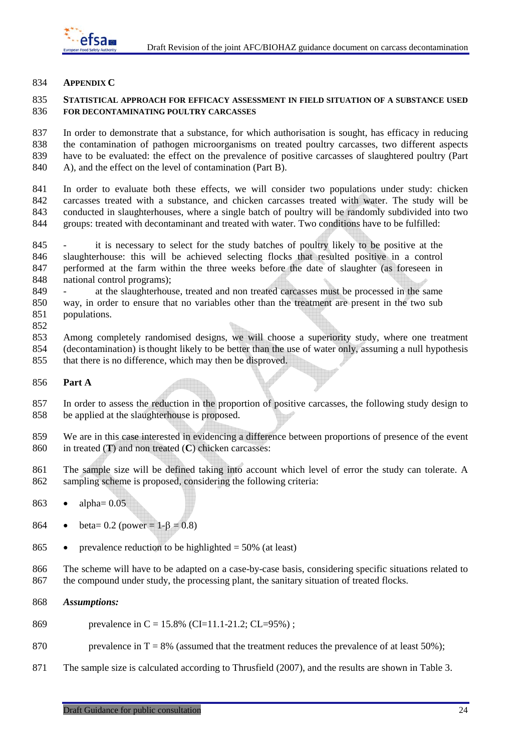# APPENDIX C

## STATISTICAL APPROACH FOR EFFICACY ASSESSMENT IN FIELD SITUATION OF A SUBSTANCE USED FOR DECONTAMINATING POULTRY CARCASSES

In order to demonstrate that a substance, for which authorisation is sought, has efficacy in reducing the contamination of pathogen microorganisms on treated poultry carcasses, two different aspects have to be evaluated: the effect on the prevalence of positive carcasses of slaughtered poultry (Part A), and the effect on the level of contamination (Part B).

In order to evaluate both these effects, we will consider two populations under study: chicken carcasses treated with a substance, and chicken carcasses treated with water. The study will be conducted in slaughterhouses, where a single batch of poultry will be randomly subdivided into two groups: treated with decontaminant and treated with water. Two conditions have to be fulfilled:

- it is necessary to select for the study batches of poultry likely to be positive at the slaughterhouse: this will be achieved selecting flocks that resulted positive in a control performed at the farm within the three weeks before the date of slaughter (as foreseen in national control programs);
- at the slaughterhouse, treated and non treated carcasses must be processed in the same way, in order to ensure that no variables other than the treatment are present in the two sub populations.

Among completely randomised designs, we will choose a superiority study, where one treatment (decontamination) is thought likely to be better than the use of water only, assuming a null hypothesis that there is no difference, which may then be disproved.

### Part A

In order to assess the reduction in the proportion of positive carcasses, the following study design to be applied at the slaughterhouse is proposed.

We are in this case interested in evidencing a difference between proportions of presence of the event in treated (**T**) and non treated (**C**) chicken carcasses:

The sample size will be defined taking into account which level of error the study can tolerate. A sampling scheme is proposed, considering the following criteria:

- alpha= 0.05
- beta= 0.2 (power = 1-$\beta$ = 0.8)
- prevalence reduction to be highlighted = 50% (at least)

The scheme will have to be adapted on a case-by-case basis, considering specific situations related to the compound under study, the processing plant, the sanitary situation of treated flocks.

***Assumptions:***

prevalence in C = 15.8% (CI=11.1-21.2; CL=95%) ;

prevalence in T = 8% (assumed that the treatment reduces the prevalence of at least 50%);

The sample size is calculated according to Thrusfield (2007), and the results are shown in Table 3.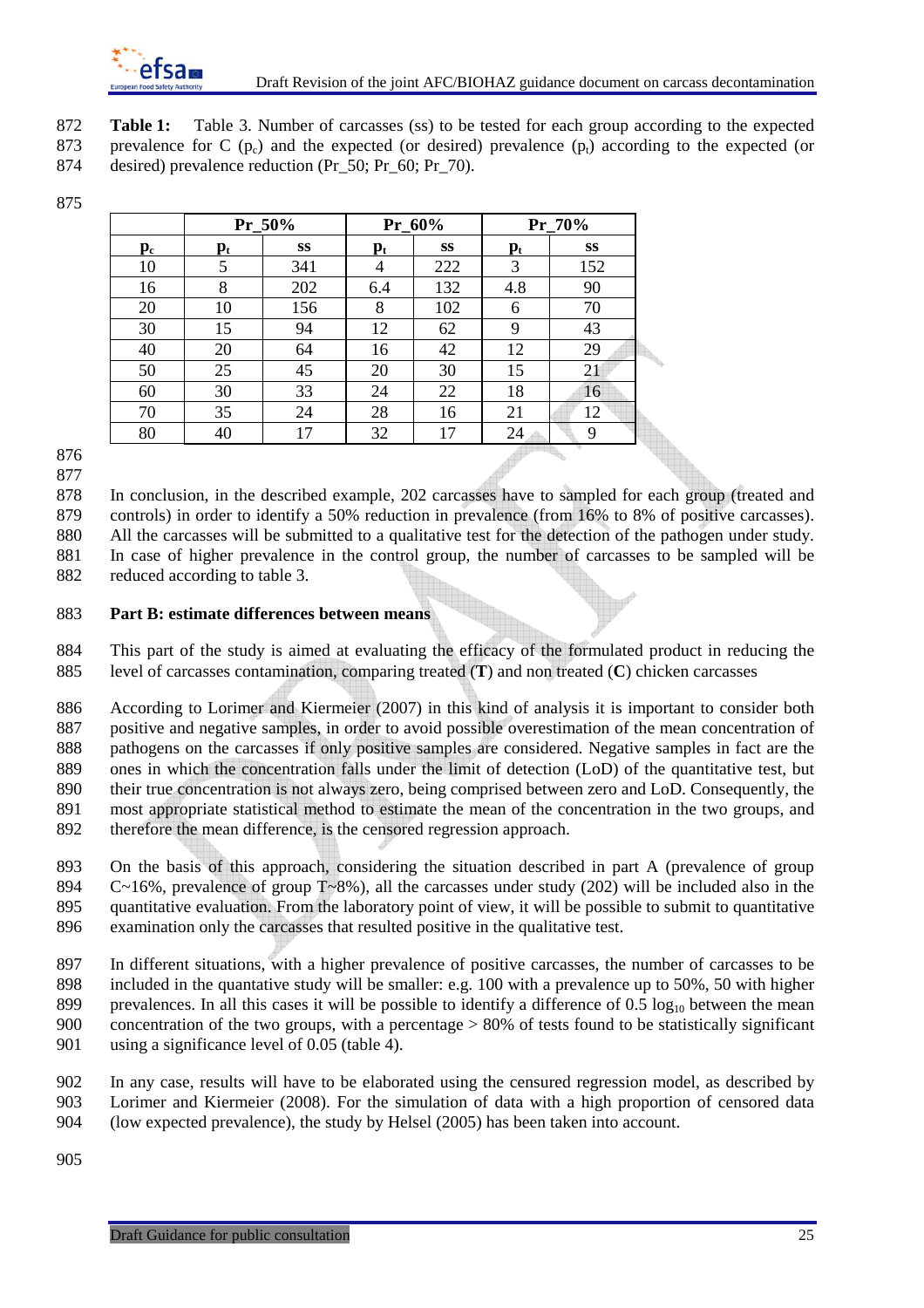**Table 1:** Table 3. Number of carcasses (ss) to be tested for each group according to the expected prevalence for C ($p_c$) and the expected (or desired) prevalence ($p_t$) according to the expected (or desired) prevalence reduction (Pr_50; Pr_60; Pr_70).

| | Pr_50% | | Pr_60% | | Pr_70% | |
|---|---|---|---|---|---|---|
| $p_c$ | $p_t$ | ss | $p_t$ | ss | $p_t$ | ss |
| 10 | 5 | 341 | 4 | 222 | 3 | 152 |
| 16 | 8 | 202 | 6.4 | 132 | 4.8 | 90 |
| 20 | 10 | 156 | 8 | 102 | 6 | 70 |
| 30 | 15 | 94 | 12 | 62 | 9 | 43 |
| 40 | 20 | 64 | 16 | 42 | 12 | 29 |
| 50 | 25 | 45 | 20 | 30 | 15 | 21 |
| 60 | 30 | 33 | 24 | 22 | 18 | 16 |
| 70 | 35 | 24 | 28 | 16 | 21 | 12 |
| 80 | 40 | 17 | 32 | 17 | 24 | 9 |

In conclusion, in the described example, 202 carcasses have to sampled for each group (treated and controls) in order to identify a 50% reduction in prevalence (from 16% to 8% of positive carcasses). All the carcasses will be submitted to a qualitative test for the detection of the pathogen under study. In case of higher prevalence in the control group, the number of carcasses to be sampled will be reduced according to table 3.

**Part B: estimate differences between means**

This part of the study is aimed at evaluating the efficacy of the formulated product in reducing the level of carcasses contamination, comparing treated (**T**) and non treated (**C**) chicken carcasses

According to Lorimer and Kiermeier (2007) in this kind of analysis it is important to consider both positive and negative samples, in order to avoid possible overestimation of the mean concentration of pathogens on the carcasses if only positive samples are considered. Negative samples in fact are the ones in which the concentration falls under the limit of detection (LoD) of the quantitative test, but their true concentration is not always zero, being comprised between zero and LoD. Consequently, the most appropriate statistical method to estimate the mean of the concentration in the two groups, and therefore the mean difference, is the censored regression approach.

On the basis of this approach, considering the situation described in part A (prevalence of group C~16%, prevalence of group T~8%), all the carcasses under study (202) will be included also in the quantitative evaluation. From the laboratory point of view, it will be possible to submit to quantitative examination only the carcasses that resulted positive in the qualitative test.

In different situations, with a higher prevalence of positive carcasses, the number of carcasses to be included in the quantative study will be smaller: e.g. 100 with a prevalence up to 50%, 50 with higher prevalences. In all this cases it will be possible to identify a difference of 0.5 $\log_{10}$ between the mean concentration of the two groups, with a percentage > 80% of tests found to be statistically significant using a significance level of 0.05 (table 4).

In any case, results will have to be elaborated using the censured regression model, as described by Lorimer and Kiermeier (2008). For the simulation of data with a high proportion of censored data (low expected prevalence), the study by Helsel (2005) has been taken into account.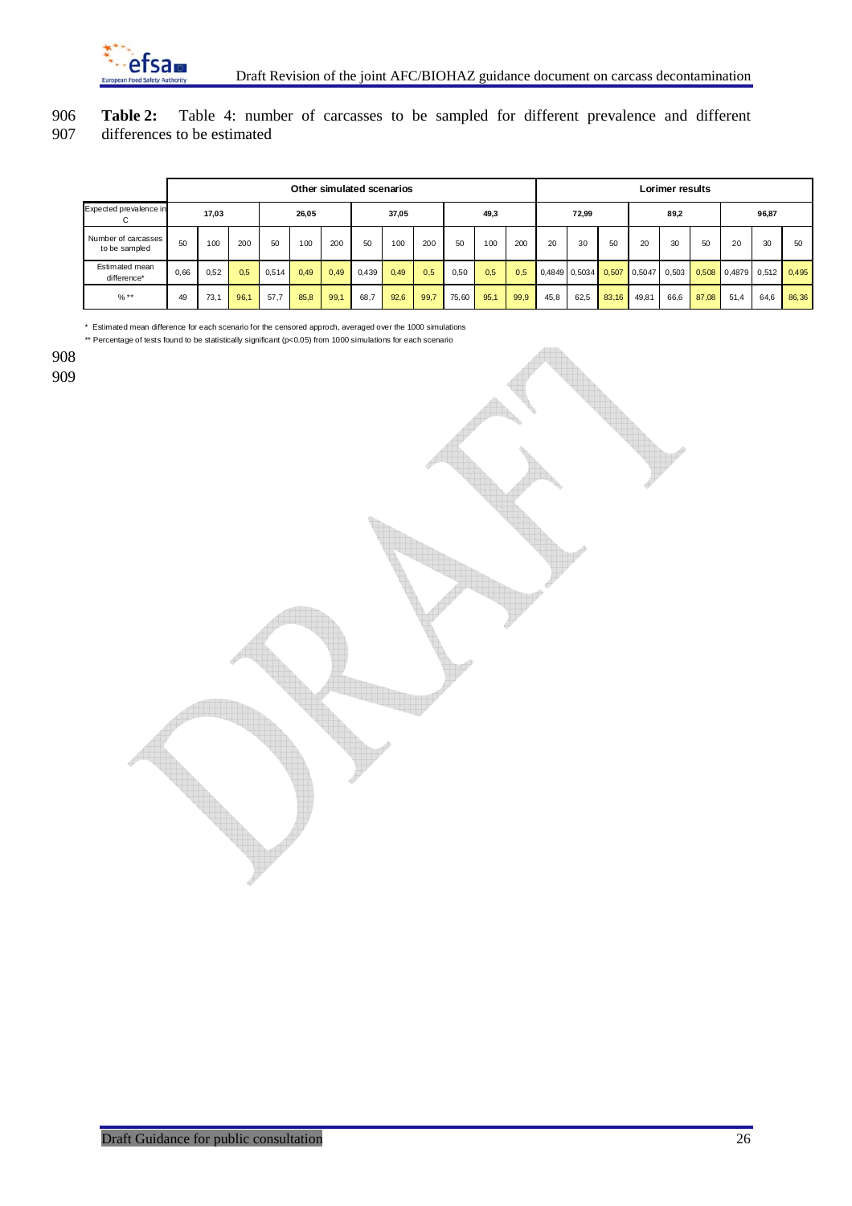906 **Table 2:** Table 4: number of carcasses to be sampled for different prevalence and different
907 differences to be estimated

| | Other simulated scenarios | | | | | | | | | | | | Lorimer results | | | | | | | | |
|---|---|---|---|---|---|---|---|---|---|---|---|---|---|---|---|---|---|---|---|---|---|
| Expected prevalence in C | 17,03 | | | 26,05 | | | 37,05 | | | 49,3 | | | 72,99 | | | 89,2 | | | 96,87 | | |
| Number of carcasses to be sampled | 50 | 100 | 200 | 50 | 100 | 200 | 50 | 100 | 200 | 50 | 100 | 200 | 20 | 30 | 50 | 20 | 30 | 50 | 20 | 30 | 50 |
| Estimated mean difference* | 0,66 | 0,52 | 0,5 | 0,514 | 0,49 | 0,49 | 0,439 | 0,49 | 0,5 | 0,50 | 0,5 | 0,5 | 0,4849 | 0,5034 | 0,507 | 0,5047 | 0,503 | 0,508 | 0,4879 | 0,512 | 0,495 |
| % ** | 49 | 73,1 | 96,1 | 57,7 | 85,8 | 99,1 | 68,7 | 92,6 | 99,7 | 75,60 | 95,1 | 99,9 | 45,8 | 62,5 | 83,16 | 49,81 | 66,6 | 87,08 | 51,4 | 64,6 | 86,36 |

\* Estimated mean difference for each scenario for the censored approch, averaged over the 1000 simulations

\*\* Percentage of tests found to be statistically significant ($p<0.05$) from 1000 simulations for each scenario

908

909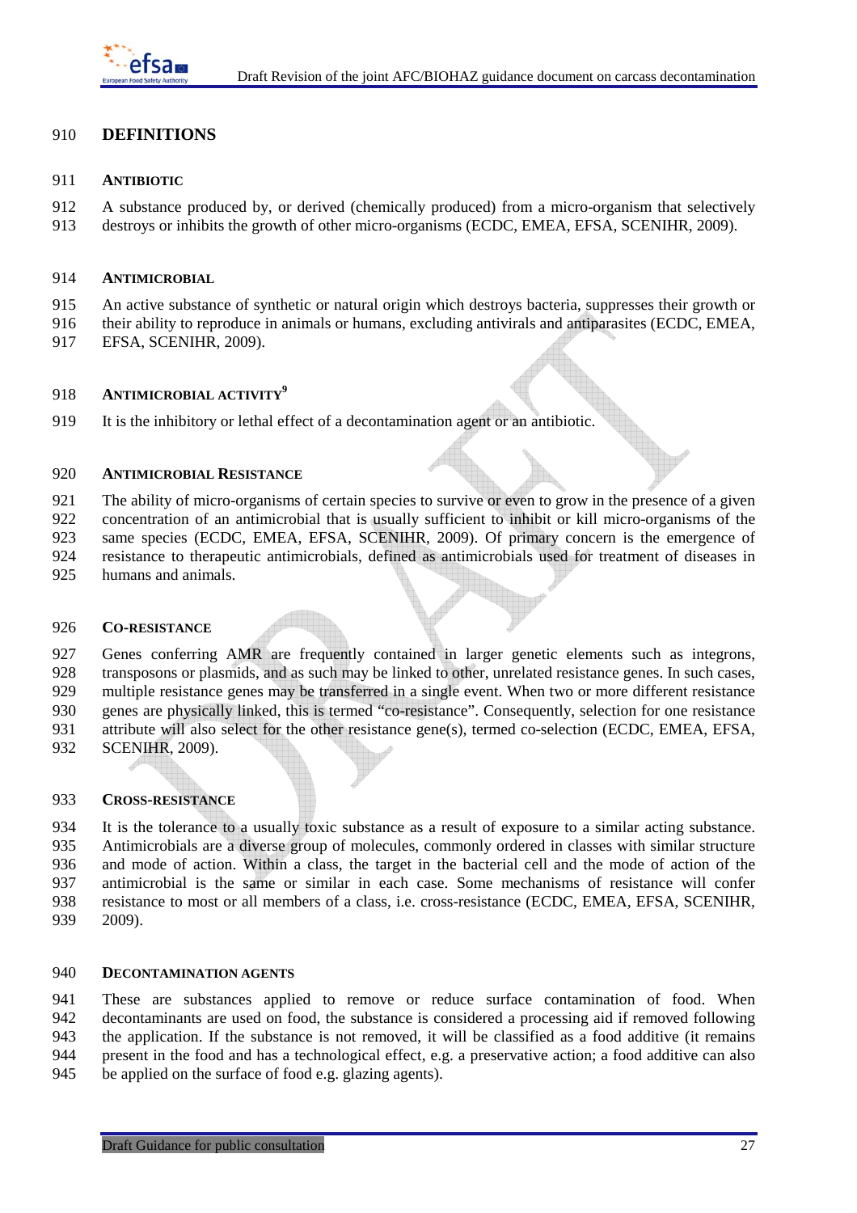# DEFINITIONS

### ANTIBIOTIC

A substance produced by, or derived (chemically produced) from a micro-organism that selectively destroys or inhibits the growth of other micro-organisms (ECDC, EMEA, EFSA, SCENIHR, 2009).

### ANTIMICROBIAL

An active substance of synthetic or natural origin which destroys bacteria, suppresses their growth or their ability to reproduce in animals or humans, excluding antivirals and antiparasites (ECDC, EMEA, EFSA, SCENIHR, 2009).

### ANTIMICROBIAL ACTIVITY[9]

It is the inhibitory or lethal effect of a decontamination agent or an antibiotic.

### ANTIMICROBIAL RESISTANCE

The ability of micro-organisms of certain species to survive or even to grow in the presence of a given concentration of an antimicrobial that is usually sufficient to inhibit or kill micro-organisms of the same species (ECDC, EMEA, EFSA, SCENIHR, 2009). Of primary concern is the emergence of resistance to therapeutic antimicrobials, defined as antimicrobials used for treatment of diseases in humans and animals.

### CO-RESISTANCE

Genes conferring AMR are frequently contained in larger genetic elements such as integrons, transposons or plasmids, and as such may be linked to other, unrelated resistance genes. In such cases, multiple resistance genes may be transferred in a single event. When two or more different resistance genes are physically linked, this is termed "co-resistance". Consequently, selection for one resistance attribute will also select for the other resistance gene(s), termed co-selection (ECDC, EMEA, EFSA, SCENIHR, 2009).

### CROSS-RESISTANCE

It is the tolerance to a usually toxic substance as a result of exposure to a similar acting substance. Antimicrobials are a diverse group of molecules, commonly ordered in classes with similar structure and mode of action. Within a class, the target in the bacterial cell and the mode of action of the antimicrobial is the same or similar in each case. Some mechanisms of resistance will confer resistance to most or all members of a class, i.e. cross-resistance (ECDC, EMEA, EFSA, SCENIHR, 2009).

### DECONTAMINATION AGENTS

These are substances applied to remove or reduce surface contamination of food. When decontaminants are used on food, the substance is considered a processing aid if removed following the application. If the substance is not removed, it will be classified as a food additive (it remains present in the food and has a technological effect, e.g. a preservative action; a food additive can also be applied on the surface of food e.g. glazing agents).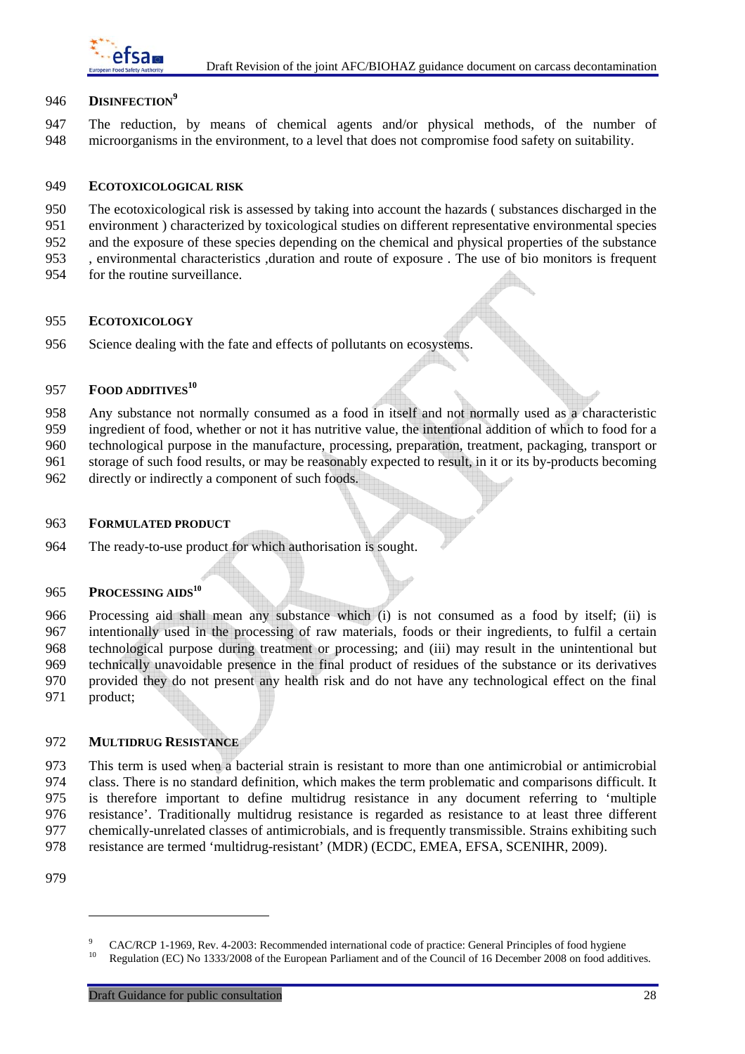**DISINFECTION**[9]

The reduction, by means of chemical agents and/or physical methods, of the number of microorganisms in the environment, to a level that does not compromise food safety on suitability.

**ECOTOXICOLOGICAL RISK**

The ecotoxicological risk is assessed by taking into account the hazards ( substances discharged in the environment ) characterized by toxicological studies on different representative environmental species and the exposure of these species depending on the chemical and physical properties of the substance , environmental characteristics ,duration and route of exposure . The use of bio monitors is frequent for the routine surveillance.

**ECOTOXICOLOGY**

Science dealing with the fate and effects of pollutants on ecosystems.

**FOOD ADDITIVES**[10]

Any substance not normally consumed as a food in itself and not normally used as a characteristic ingredient of food, whether or not it has nutritive value, the intentional addition of which to food for a technological purpose in the manufacture, processing, preparation, treatment, packaging, transport or storage of such food results, or may be reasonably expected to result, in it or its by-products becoming directly or indirectly a component of such foods.

**FORMULATED PRODUCT**

The ready-to-use product for which authorisation is sought.

**PROCESSING AIDS**[10]

Processing aid shall mean any substance which (i) is not consumed as a food by itself; (ii) is intentionally used in the processing of raw materials, foods or their ingredients, to fulfil a certain technological purpose during treatment or processing; and (iii) may result in the unintentional but technically unavoidable presence in the final product of residues of the substance or its derivatives provided they do not present any health risk and do not have any technological effect on the final product;

**MULTIDRUG RESISTANCE**

This term is used when a bacterial strain is resistant to more than one antimicrobial or antimicrobial class. There is no standard definition, which makes the term problematic and comparisons difficult. It is therefore important to define multidrug resistance in any document referring to 'multiple resistance'. Traditionally multidrug resistance is regarded as resistance to at least three different chemically-unrelated classes of antimicrobials, and is frequently transmissible. Strains exhibiting such resistance are termed 'multidrug-resistant' (MDR) (ECDC, EMEA, EFSA, SCENIHR, 2009).

---

[9] CAC/RCP 1-1969, Rev. 4-2003: Recommended international code of practice: General Principles of food hygiene

[10] Regulation (EC) No 1333/2008 of the European Parliament and of the Council of 16 December 2008 on food additives.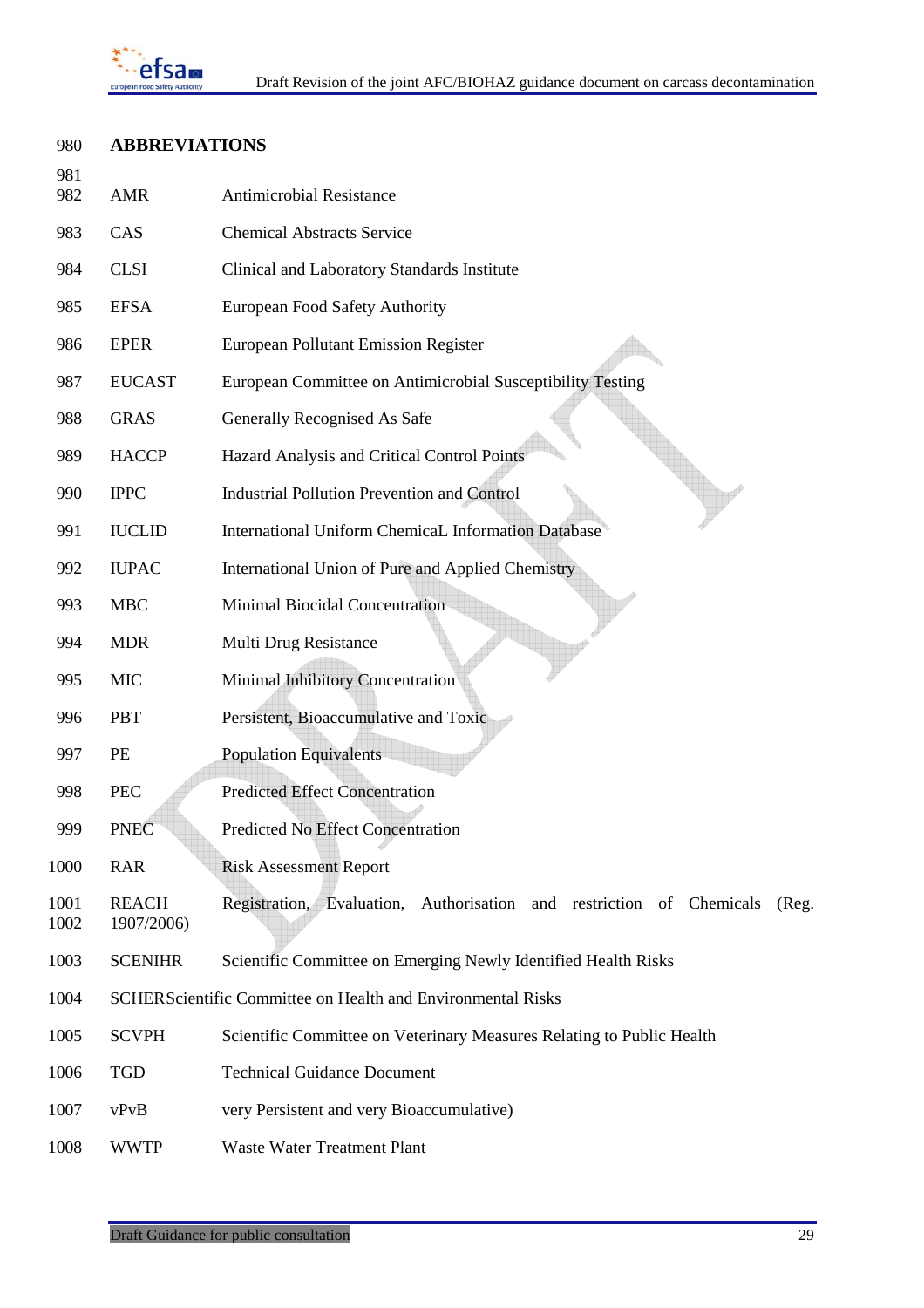## ABBREVIATIONS

| | |
|---|---|
| AMR | Antimicrobial Resistance |
| CAS | Chemical Abstracts Service |
| CLSI | Clinical and Laboratory Standards Institute |
| EFSA | European Food Safety Authority |
| EPER | European Pollutant Emission Register |
| EUCAST | European Committee on Antimicrobial Susceptibility Testing |
| GRAS | Generally Recognised As Safe |
| HACCP | Hazard Analysis and Critical Control Points |
| IPPC | Industrial Pollution Prevention and Control |
| IUCLID | International Uniform ChemicaL Information Database |
| IUPAC | International Union of Pure and Applied Chemistry |
| MBC | Minimal Biocidal Concentration |
| MDR | Multi Drug Resistance |
| MIC | Minimal Inhibitory Concentration |
| PBT | Persistent, Bioaccumulative and Toxic |
| PE | Population Equivalents |
| PEC | Predicted Effect Concentration |
| PNEC | Predicted No Effect Concentration |
| RAR | Risk Assessment Report |
| REACH | Registration, Evaluation, Authorisation and restriction of Chemicals (Reg. 1907/2006) |
| SCENIHR | Scientific Committee on Emerging Newly Identified Health Risks |
| SCHER | Scientific Committee on Health and Environmental Risks |
| SCVPH | Scientific Committee on Veterinary Measures Relating to Public Health |
| TGD | Technical Guidance Document |
| vPvB | very Persistent and very Bioaccumulative) |
| WWTP | Waste Water Treatment Plant |